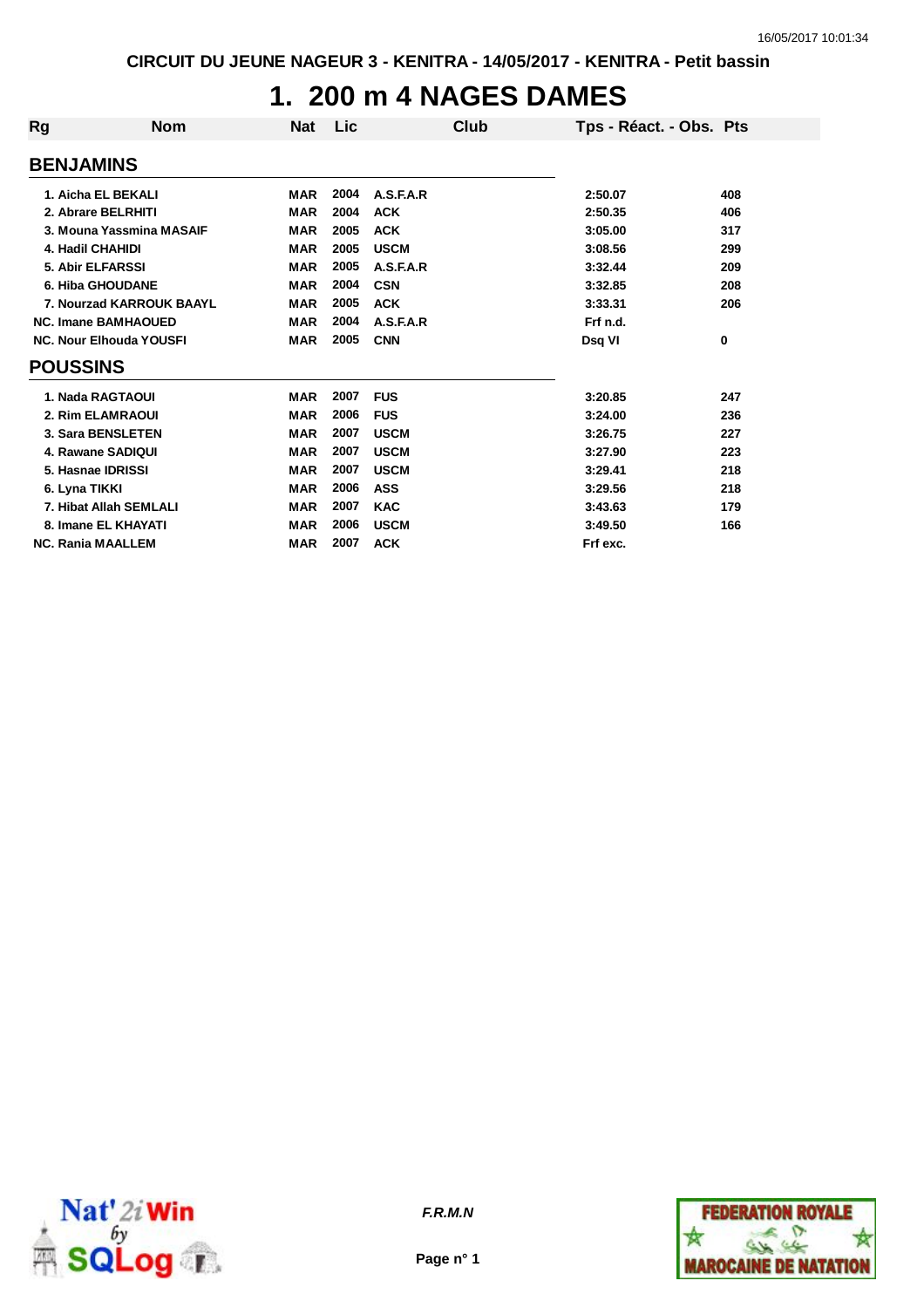CIRCUIT DU JEUNE NAGEUR 3 - KENITRA - 14/05/2017 - KENITRA - Petit bassin

# 1. 200 m 4 NAGES DAMES

| Rg | Nom | Nat | Lic | Club | Tps - Réact. - Obs. | Pts |
|---|---|---|---|---|---|---|
| **BENJAMINS** | | | | | | |
| 1. | Aicha EL BEKALI | MAR | 2004 | A.S.F.A.R | 2:50.07 | 408 |
| 2. | Abrare BELRHITI | MAR | 2004 | ACK | 2:50.35 | 406 |
| 3. | Mouna Yassmina MASAIF | MAR | 2005 | ACK | 3:05.00 | 317 |
| 4. | Hadil CHAHIDI | MAR | 2005 | USCM | 3:08.56 | 299 |
| 5. | Abir ELFARSSI | MAR | 2005 | A.S.F.A.R | 3:32.44 | 209 |
| 6. | Hiba GHOUDANE | MAR | 2004 | CSN | 3:32.85 | 208 |
| 7. | Nourzad KARROUK BAAYL | MAR | 2005 | ACK | 3:33.31 | 206 |
| NC. | Imane BAMHAOUED | MAR | 2004 | A.S.F.A.R | Frf n.d. | |
| NC. | Nour Elhouda YOUSFI | MAR | 2005 | CNN | Dsq VI | 0 |
| **POUSSINS** | | | | | | |
| 1. | Nada RAGTAOUI | MAR | 2007 | FUS | 3:20.85 | 247 |
| 2. | Rim ELAMRAOUI | MAR | 2006 | FUS | 3:24.00 | 236 |
| 3. | Sara BENSLETEN | MAR | 2007 | USCM | 3:26.75 | 227 |
| 4. | Rawane SADIQUI | MAR | 2007 | USCM | 3:27.90 | 223 |
| 5. | Hasnae IDRISSI | MAR | 2007 | USCM | 3:29.41 | 218 |
| 6. | Lyna TIKKI | MAR | 2006 | ASS | 3:29.56 | 218 |
| 7. | Hibat Allah SEMLALI | MAR | 2007 | KAC | 3:43.63 | 179 |
| 8. | Imane EL KHAYATI | MAR | 2006 | USCM | 3:49.50 | 166 |
| NC. | Rania MAALLEM | MAR | 2007 | ACK | Frf exc. | |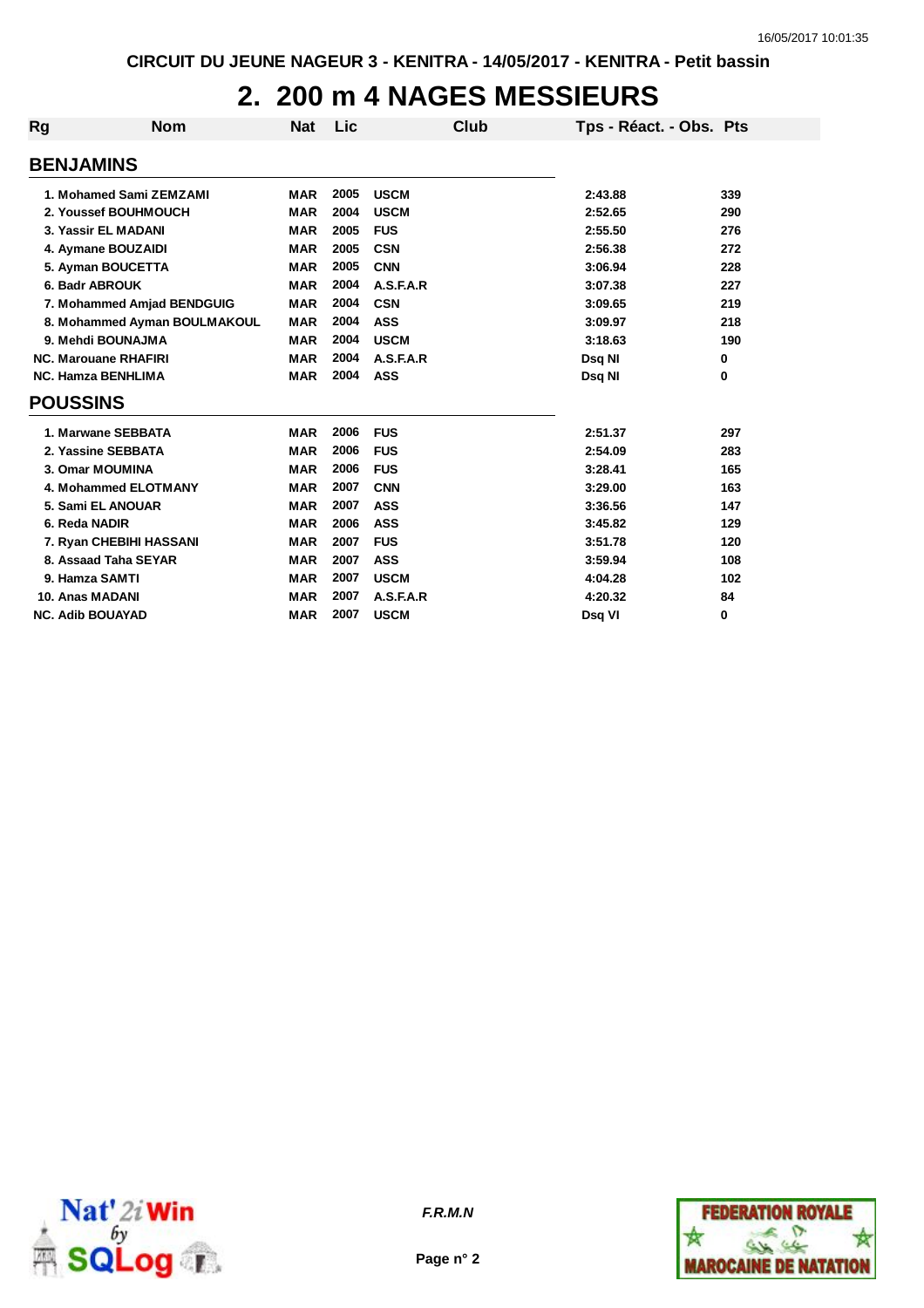# 2. 200 m 4 NAGES MESSIEURS

| Rg | Nom | Nat | Lic | Club | Tps - Réact. - Obs. | Pts |
|---|---|---|---|---|---|---|
| **BENJAMINS** | | | | | | |
| 1. | Mohamed Sami ZEMZAMI | MAR | 2005 | USCM | 2:43.88 | 339 |
| 2. | Youssef BOUHMOUCH | MAR | 2004 | USCM | 2:52.65 | 290 |
| 3. | Yassir EL MADANI | MAR | 2005 | FUS | 2:55.50 | 276 |
| 4. | Aymane BOUZAIDI | MAR | 2005 | CSN | 2:56.38 | 272 |
| 5. | Ayman BOUCETTA | MAR | 2005 | CNN | 3:06.94 | 228 |
| 6. | Badr ABROUK | MAR | 2004 | A.S.F.A.R | 3:07.38 | 227 |
| 7. | Mohammed Amjad BENDGUIG | MAR | 2004 | CSN | 3:09.65 | 219 |
| 8. | Mohammed Ayman BOULMAKOUL | MAR | 2004 | ASS | 3:09.97 | 218 |
| 9. | Mehdi BOUNAJMA | MAR | 2004 | USCM | 3:18.63 | 190 |
| NC. | Marouane RHAFIRI | MAR | 2004 | A.S.F.A.R | Dsq NI | 0 |
| NC. | Hamza BENHLIMA | MAR | 2004 | ASS | Dsq NI | 0 |
| **POUSSINS** | | | | | | |
| 1. | Marwane SEBBATA | MAR | 2006 | FUS | 2:51.37 | 297 |
| 2. | Yassine SEBBATA | MAR | 2006 | FUS | 2:54.09 | 283 |
| 3. | Omar MOUMINA | MAR | 2006 | FUS | 3:28.41 | 165 |
| 4. | Mohammed ELOTMANY | MAR | 2007 | CNN | 3:29.00 | 163 |
| 5. | Sami EL ANOUAR | MAR | 2007 | ASS | 3:36.56 | 147 |
| 6. | Reda NADIR | MAR | 2006 | ASS | 3:45.82 | 129 |
| 7. | Ryan CHEBIHI HASSANI | MAR | 2007 | FUS | 3:51.78 | 120 |
| 8. | Assaad Taha SEYAR | MAR | 2007 | ASS | 3:59.94 | 108 |
| 9. | Hamza SAMTI | MAR | 2007 | USCM | 4:04.28 | 102 |
| 10. | Anas MADANI | MAR | 2007 | A.S.F.A.R | 4:20.32 | 84 |
| NC. | Adib BOUAYAD | MAR | 2007 | USCM | Dsq VI | 0 |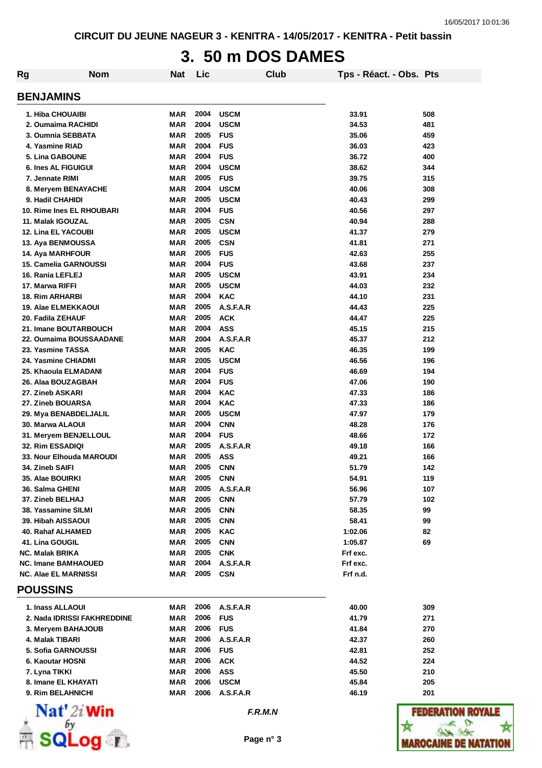CIRCUIT DU JEUNE NAGEUR 3 - KENITRA - 14/05/2017 - KENITRA - Petit bassin

# 3. 50 m DOS DAMES

| Rg | Nom | Nat | Lic | Club | Tps - Réact. - Obs. | Pts |
|---|---|---|---|---|---|---|

## BENJAMINS

| Rg | Nom | Nat | Lic | Club | Tps - Réact. - Obs. | Pts |
|---|---|---|---|---|---|---|
| 1. | Hiba CHOUAIBI | MAR | 2004 | USCM | 33.91 | 508 |
| 2. | Oumaima RACHIDI | MAR | 2004 | USCM | 34.53 | 481 |
| 3. | Oumnia SEBBATA | MAR | 2005 | FUS | 35.06 | 459 |
| 4. | Yasmine RIAD | MAR | 2004 | FUS | 36.03 | 423 |
| 5. | Lina GABOUNE | MAR | 2004 | FUS | 36.72 | 400 |
| 6. | Ines AL FIGUIGUI | MAR | 2004 | USCM | 38.62 | 344 |
| 7. | Jennate RIMI | MAR | 2005 | FUS | 39.75 | 315 |
| 8. | Meryem BENAYACHE | MAR | 2004 | USCM | 40.06 | 308 |
| 9. | Hadil CHAHIDI | MAR | 2005 | USCM | 40.43 | 299 |
| 10. | Rime Ines EL RHOUBARI | MAR | 2004 | FUS | 40.56 | 297 |
| 11. | Malak IGOUZAL | MAR | 2005 | CSN | 40.94 | 288 |
| 12. | Lina EL YACOUBI | MAR | 2005 | USCM | 41.37 | 279 |
| 13. | Aya BENMOUSSA | MAR | 2005 | CSN | 41.81 | 271 |
| 14. | Aya MARHFOUR | MAR | 2005 | FUS | 42.63 | 255 |
| 15. | Camelia GARNOUSSI | MAR | 2004 | FUS | 43.68 | 237 |
| 16. | Rania LEFLEJ | MAR | 2005 | USCM | 43.91 | 234 |
| 17. | Marwa RIFFI | MAR | 2005 | USCM | 44.03 | 232 |
| 18. | Rim ARHARBI | MAR | 2004 | KAC | 44.10 | 231 |
| 19. | Alae ELMEKKAOUI | MAR | 2005 | A.S.F.A.R | 44.43 | 225 |
| 20. | Fadila ZEHAUF | MAR | 2005 | ACK | 44.47 | 225 |
| 21. | Imane BOUTARBOUCH | MAR | 2004 | ASS | 45.15 | 215 |
| 22. | Oumaima BOUSSAADANE | MAR | 2004 | A.S.F.A.R | 45.37 | 212 |
| 23. | Yasmine TASSA | MAR | 2005 | KAC | 46.35 | 199 |
| 24. | Yasmine CHIADMI | MAR | 2005 | USCM | 46.56 | 196 |
| 25. | Khaoula ELMADANI | MAR | 2004 | FUS | 46.69 | 194 |
| 26. | Alaa BOUZAGBAH | MAR | 2004 | FUS | 47.06 | 190 |
| 27. | Zineb ASKARI | MAR | 2004 | KAC | 47.33 | 186 |
| 27. | Zineb BOUARSA | MAR | 2004 | KAC | 47.33 | 186 |
| 29. | Mya BENABDELJALIL | MAR | 2005 | USCM | 47.97 | 179 |
| 30. | Marwa ALAOUI | MAR | 2004 | CNN | 48.28 | 176 |
| 31. | Meryem BENJELLOUL | MAR | 2004 | FUS | 48.66 | 172 |
| 32. | Rim ESSADIQI | MAR | 2005 | A.S.F.A.R | 49.18 | 166 |
| 33. | Nour Elhouda MAROUDI | MAR | 2005 | ASS | 49.21 | 166 |
| 34. | Zineb SAIFI | MAR | 2005 | CNN | 51.79 | 142 |
| 35. | Alae BOUIRKI | MAR | 2005 | CNN | 54.91 | 119 |
| 36. | Salma GHENI | MAR | 2005 | A.S.F.A.R | 56.96 | 107 |
| 37. | Zineb BELHAJ | MAR | 2005 | CNN | 57.79 | 102 |
| 38. | Yassamine SILMI | MAR | 2005 | CNN | 58.35 | 99 |
| 39. | Hibah AISSAOUI | MAR | 2005 | CNN | 58.41 | 99 |
| 40. | Rahaf ALHAMED | MAR | 2005 | KAC | 1:02.06 | 82 |
| 41. | Lina GOUGIL | MAR | 2005 | CNN | 1:05.87 | 69 |
| NC. | Malak BRIKA | MAR | 2005 | CNK | Frf exc. | |
| NC. | Imane BAMHAOUED | MAR | 2004 | A.S.F.A.R | Frf exc. | |
| NC. | Alae EL MARNISSI | MAR | 2005 | CSN | Frf n.d. | |

## POUSSINS

| Rg | Nom | Nat | Lic | Club | Tps - Réact. - Obs. | Pts |
|---|---|---|---|---|---|---|
| 1. | Inass ALLAOUI | MAR | 2006 | A.S.F.A.R | 40.00 | 309 |
| 2. | Nada IDRISSI FAKHREDDINE | MAR | 2006 | FUS | 41.79 | 271 |
| 3. | Meryem BAHAJOUB | MAR | 2006 | FUS | 41.84 | 270 |
| 4. | Malak TIBARI | MAR | 2006 | A.S.F.A.R | 42.37 | 260 |
| 5. | Sofia GARNOUSSI | MAR | 2006 | FUS | 42.81 | 252 |
| 6. | Kaoutar HOSNI | MAR | 2006 | ACK | 44.52 | 224 |
| 7. | Lyna TIKKI | MAR | 2006 | ASS | 45.50 | 210 |
| 8. | Imane EL KHAYATI | MAR | 2006 | USCM | 45.84 | 205 |
| 9. | Rim BELAHNICHI | MAR | 2006 | A.S.F.A.R | 46.19 | 201 |

F.R.M.N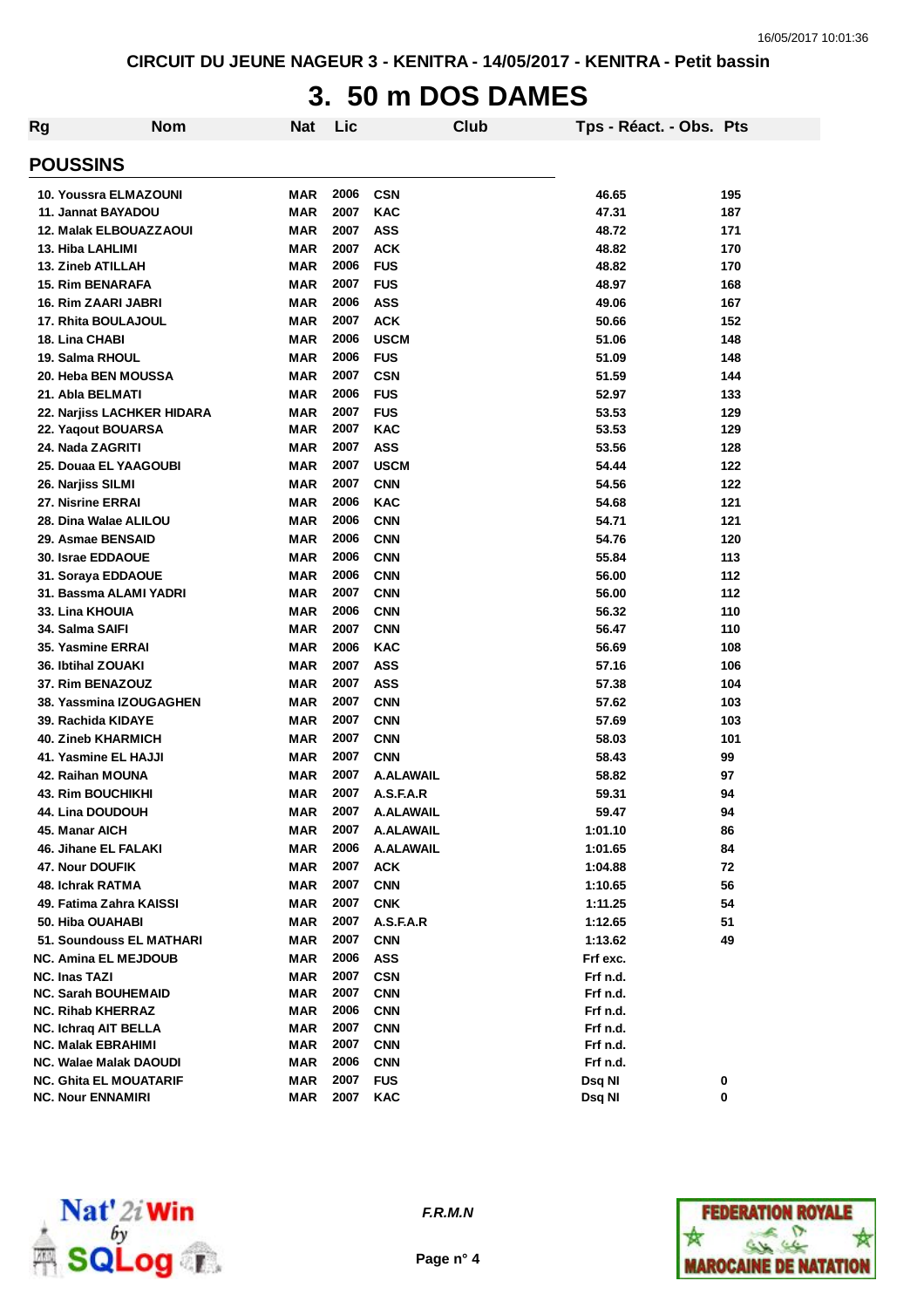CIRCUIT DU JEUNE NAGEUR 3 - KENITRA - 14/05/2017 - KENITRA - Petit bassin

# 3. 50 m DOS DAMES

| Rg | Nom | Nat | Lic | Club | Tps - Réact. - Obs. | Pts |
|---|---|---|---|---|---|---|

## POUSSINS

| Rg | Nom | Nat | Lic | Club | Tps - Réact. - Obs. | Pts |
|---|---|---|---|---|---|---|
| 10. | Youssra ELMAZOUNI | MAR | 2006 | CSN | 46.65 | 195 |
| 11. | Jannat BAYADOU | MAR | 2007 | KAC | 47.31 | 187 |
| 12. | Malak ELBOUAZZAOUI | MAR | 2007 | ASS | 48.72 | 171 |
| 13. | Hiba LAHLIMI | MAR | 2007 | ACK | 48.82 | 170 |
| 13. | Zineb ATILLAH | MAR | 2006 | FUS | 48.82 | 170 |
| 15. | Rim BENARAFA | MAR | 2007 | FUS | 48.97 | 168 |
| 16. | Rim ZAARI JABRI | MAR | 2006 | ASS | 49.06 | 167 |
| 17. | Rhita BOULAJOUL | MAR | 2007 | ACK | 50.66 | 152 |
| 18. | Lina CHABI | MAR | 2006 | USCM | 51.06 | 148 |
| 19. | Salma RHOUL | MAR | 2006 | FUS | 51.09 | 148 |
| 20. | Heba BEN MOUSSA | MAR | 2007 | CSN | 51.59 | 144 |
| 21. | Abla BELMATI | MAR | 2006 | FUS | 52.97 | 133 |
| 22. | Narjiss LACHKER HIDARA | MAR | 2007 | FUS | 53.53 | 129 |
| 22. | Yaqout BOUARSA | MAR | 2007 | KAC | 53.53 | 129 |
| 24. | Nada ZAGRITI | MAR | 2007 | ASS | 53.56 | 128 |
| 25. | Douaa EL YAAGOUBI | MAR | 2007 | USCM | 54.44 | 122 |
| 26. | Narjiss SILMI | MAR | 2007 | CNN | 54.56 | 122 |
| 27. | Nisrine ERRAI | MAR | 2006 | KAC | 54.68 | 121 |
| 28. | Dina Walae ALILOU | MAR | 2006 | CNN | 54.71 | 121 |
| 29. | Asmae BENSAID | MAR | 2006 | CNN | 54.76 | 120 |
| 30. | Israe EDDAOUE | MAR | 2006 | CNN | 55.84 | 113 |
| 31. | Soraya EDDAOUE | MAR | 2006 | CNN | 56.00 | 112 |
| 31. | Bassma ALAMI YADRI | MAR | 2007 | CNN | 56.00 | 112 |
| 33. | Lina KHOUIA | MAR | 2006 | CNN | 56.32 | 110 |
| 34. | Salma SAIFI | MAR | 2007 | CNN | 56.47 | 110 |
| 35. | Yasmine ERRAI | MAR | 2006 | KAC | 56.69 | 108 |
| 36. | Ibtihal ZOUAKI | MAR | 2007 | ASS | 57.16 | 106 |
| 37. | Rim BENAZOUZ | MAR | 2007 | ASS | 57.38 | 104 |
| 38. | Yassmina IZOUGAGHEN | MAR | 2007 | CNN | 57.62 | 103 |
| 39. | Rachida KIDAYE | MAR | 2007 | CNN | 57.69 | 103 |
| 40. | Zineb KHARMICH | MAR | 2007 | CNN | 58.03 | 101 |
| 41. | Yasmine EL HAJJI | MAR | 2007 | CNN | 58.43 | 99 |
| 42. | Raihan MOUNA | MAR | 2007 | A.ALAWAIL | 58.82 | 97 |
| 43. | Rim BOUCHIKHI | MAR | 2007 | A.S.F.A.R | 59.31 | 94 |
| 44. | Lina DOUDOUH | MAR | 2007 | A.ALAWAIL | 59.47 | 94 |
| 45. | Manar AICH | MAR | 2007 | A.ALAWAIL | 1:01.10 | 86 |
| 46. | Jihane EL FALAKI | MAR | 2006 | A.ALAWAIL | 1:01.65 | 84 |
| 47. | Nour DOUFIK | MAR | 2007 | ACK | 1:04.88 | 72 |
| 48. | Ichrak RATMA | MAR | 2007 | CNN | 1:10.65 | 56 |
| 49. | Fatima Zahra KAISSI | MAR | 2007 | CNK | 1:11.25 | 54 |
| 50. | Hiba OUAHABI | MAR | 2007 | A.S.F.A.R | 1:12.65 | 51 |
| 51. | Soundouss EL MATHARI | MAR | 2007 | CNN | 1:13.62 | 49 |
| NC. | Amina EL MEJDOUB | MAR | 2006 | ASS | Frf exc. | |
| NC. | Inas TAZI | MAR | 2007 | CSN | Frf n.d. | |
| NC. | Sarah BOUHEMAID | MAR | 2007 | CNN | Frf n.d. | |
| NC. | Rihab KHERRAZ | MAR | 2006 | CNN | Frf n.d. | |
| NC. | Ichraq AIT BELLA | MAR | 2007 | CNN | Frf n.d. | |
| NC. | Malak EBRAHIMI | MAR | 2007 | CNN | Frf n.d. | |
| NC. | Walae Malak DAOUDI | MAR | 2006 | CNN | Frf n.d. | |
| NC. | Ghita EL MOUATARIF | MAR | 2007 | FUS | Dsq NI | 0 |
| NC. | Nour ENNAMIRI | MAR | 2007 | KAC | Dsq NI | 0 |

F.R.M.N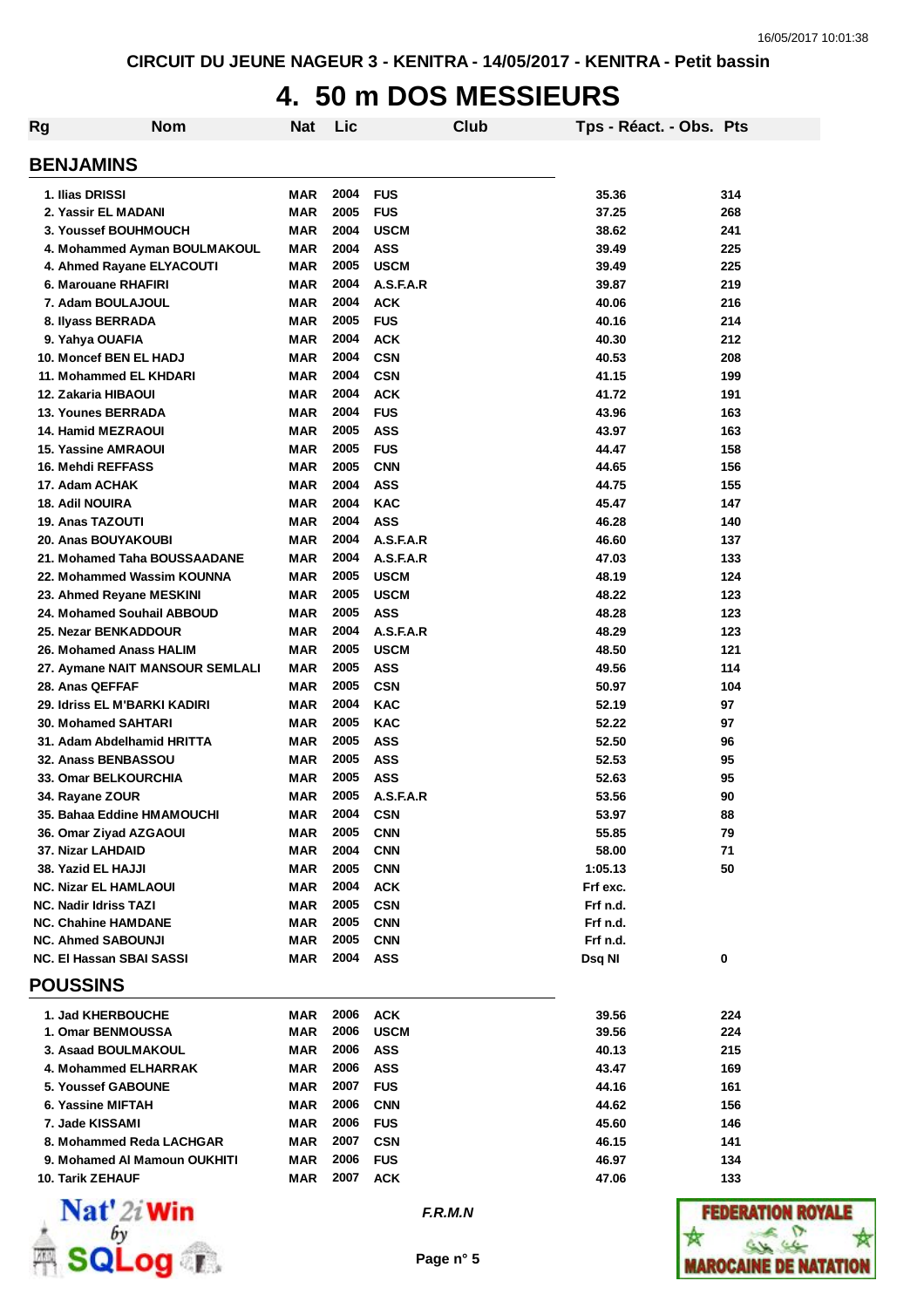CIRCUIT DU JEUNE NAGEUR 3 - KENITRA - 14/05/2017 - KENITRA - Petit bassin

# 4. 50 m DOS MESSIEURS

| Rg | Nom | Nat | Lic | Club | Tps - Réact. - Obs. | Pts |
|---|---|---|---|---|---|---|
| **BENJAMINS** | | | | | | |
| 1. | Ilias DRISSI | MAR | 2004 | FUS | 35.36 | 314 |
| 2. | Yassir EL MADANI | MAR | 2005 | FUS | 37.25 | 268 |
| 3. | Youssef BOUHMOUCH | MAR | 2004 | USCM | 38.62 | 241 |
| 4. | Mohammed Ayman BOULMAKOUL | MAR | 2004 | ASS | 39.49 | 225 |
| 4. | Ahmed Rayane ELYACOUTI | MAR | 2005 | USCM | 39.49 | 225 |
| 6. | Marouane RHAFIRI | MAR | 2004 | A.S.F.A.R | 39.87 | 219 |
| 7. | Adam BOULAJOUL | MAR | 2004 | ACK | 40.06 | 216 |
| 8. | Ilyass BERRADA | MAR | 2005 | FUS | 40.16 | 214 |
| 9. | Yahya OUAFIA | MAR | 2004 | ACK | 40.30 | 212 |
| 10. | Moncef BEN EL HADJ | MAR | 2004 | CSN | 40.53 | 208 |
| 11. | Mohammed EL KHDARI | MAR | 2004 | CSN | 41.15 | 199 |
| 12. | Zakaria HIBAOUI | MAR | 2004 | ACK | 41.72 | 191 |
| 13. | Younes BERRADA | MAR | 2004 | FUS | 43.96 | 163 |
| 14. | Hamid MEZRAOUI | MAR | 2005 | ASS | 43.97 | 163 |
| 15. | Yassine AMRAOUI | MAR | 2005 | FUS | 44.47 | 158 |
| 16. | Mehdi REFFASS | MAR | 2005 | CNN | 44.65 | 156 |
| 17. | Adam ACHAK | MAR | 2004 | ASS | 44.75 | 155 |
| 18. | Adil NOUIRA | MAR | 2004 | KAC | 45.47 | 147 |
| 19. | Anas TAZOUTI | MAR | 2004 | ASS | 46.28 | 140 |
| 20. | Anas BOUYAKOUBI | MAR | 2004 | A.S.F.A.R | 46.60 | 137 |
| 21. | Mohamed Taha BOUSSAADANE | MAR | 2004 | A.S.F.A.R | 47.03 | 133 |
| 22. | Mohammed Wassim KOUNNA | MAR | 2005 | USCM | 48.19 | 124 |
| 23. | Ahmed Reyane MESKINI | MAR | 2005 | USCM | 48.22 | 123 |
| 24. | Mohamed Souhail ABBOUD | MAR | 2005 | ASS | 48.28 | 123 |
| 25. | Nezar BENKADDOUR | MAR | 2004 | A.S.F.A.R | 48.29 | 123 |
| 26. | Mohamed Anass HALIM | MAR | 2005 | USCM | 48.50 | 121 |
| 27. | Aymane NAIT MANSOUR SEMLALI | MAR | 2005 | ASS | 49.56 | 114 |
| 28. | Anas QEFFAF | MAR | 2005 | CSN | 50.97 | 104 |
| 29. | Idriss EL M'BARKI KADIRI | MAR | 2004 | KAC | 52.19 | 97 |
| 30. | Mohamed SAHTARI | MAR | 2005 | KAC | 52.22 | 97 |
| 31. | Adam Abdelhamid HRITTA | MAR | 2005 | ASS | 52.50 | 96 |
| 32. | Anass BENBASSOU | MAR | 2005 | ASS | 52.53 | 95 |
| 33. | Omar BELKOURCHIA | MAR | 2005 | ASS | 52.63 | 95 |
| 34. | Rayane ZOUR | MAR | 2005 | A.S.F.A.R | 53.56 | 90 |
| 35. | Bahaa Eddine HMAMOUCHI | MAR | 2004 | CSN | 53.97 | 88 |
| 36. | Omar Ziyad AZGAOUI | MAR | 2005 | CNN | 55.85 | 79 |
| 37. | Nizar LAHDAID | MAR | 2004 | CNN | 58.00 | 71 |
| 38. | Yazid EL HAJJI | MAR | 2005 | CNN | 1:05.13 | 50 |
| NC. | Nizar EL HAMLAOUI | MAR | 2004 | ACK | Frf exc. | |
| NC. | Nadir Idriss TAZI | MAR | 2005 | CSN | Frf n.d. | |
| NC. | Chahine HAMDANE | MAR | 2005 | CNN | Frf n.d. | |
| NC. | Ahmed SABOUNJI | MAR | 2005 | CNN | Frf n.d. | |
| NC. | El Hassan SBAI SASSI | MAR | 2004 | ASS | Dsq NI | 0 |
| **POUSSINS** | | | | | | |
| 1. | Jad KHERBOUCHE | MAR | 2006 | ACK | 39.56 | 224 |
| 1. | Omar BENMOUSSA | MAR | 2006 | USCM | 39.56 | 224 |
| 3. | Asaad BOULMAKOUL | MAR | 2006 | ASS | 40.13 | 215 |
| 4. | Mohammed ELHARRAK | MAR | 2006 | ASS | 43.47 | 169 |
| 5. | Youssef GABOUNE | MAR | 2007 | FUS | 44.16 | 161 |
| 6. | Yassine MIFTAH | MAR | 2006 | CNN | 44.62 | 156 |
| 7. | Jade KISSAMI | MAR | 2006 | FUS | 45.60 | 146 |
| 8. | Mohammed Reda LACHGAR | MAR | 2007 | CSN | 46.15 | 141 |
| 9. | Mohamed Al Mamoun OUKHITI | MAR | 2006 | FUS | 46.97 | 134 |
| 10. | Tarik ZEHAUF | MAR | 2007 | ACK | 47.06 | 133 |

*F.R.M.N*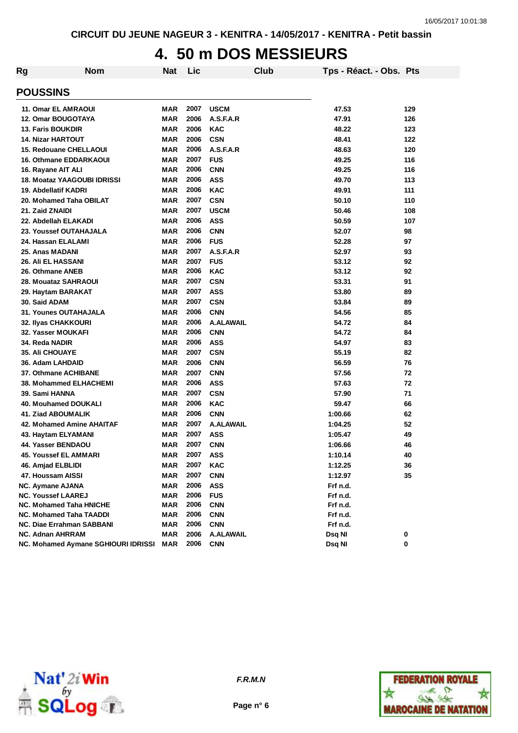CIRCUIT DU JEUNE NAGEUR 3 - KENITRA - 14/05/2017 - KENITRA - Petit bassin

# 4. 50 m DOS MESSIEURS

## POUSSINS

| Rg | Nom | Nat | Lic | Club | Tps - Réact. - Obs. | Pts |
|---|---|---|---|---|---|---|
| 11. | Omar EL AMRAOUI | MAR | 2007 | USCM | 47.53 | 129 |
| 12. | Omar BOUGOTAYA | MAR | 2006 | A.S.F.A.R | 47.91 | 126 |
| 13. | Faris BOUKDIR | MAR | 2006 | KAC | 48.22 | 123 |
| 14. | Nizar HARTOUT | MAR | 2006 | CSN | 48.41 | 122 |
| 15. | Redouane CHELLAOUI | MAR | 2006 | A.S.F.A.R | 48.63 | 120 |
| 16. | Othmane EDDARKAOUI | MAR | 2007 | FUS | 49.25 | 116 |
| 16. | Rayane AIT ALI | MAR | 2006 | CNN | 49.25 | 116 |
| 18. | Moataz YAAGOUBI IDRISSI | MAR | 2006 | ASS | 49.70 | 113 |
| 19. | Abdellatif KADRI | MAR | 2006 | KAC | 49.91 | 111 |
| 20. | Mohamed Taha OBILAT | MAR | 2007 | CSN | 50.10 | 110 |
| 21. | Zaid ZNAIDI | MAR | 2007 | USCM | 50.46 | 108 |
| 22. | Abdellah ELAKADI | MAR | 2006 | ASS | 50.59 | 107 |
| 23. | Youssef OUTAHAJALA | MAR | 2006 | CNN | 52.07 | 98 |
| 24. | Hassan ELALAMI | MAR | 2006 | FUS | 52.28 | 97 |
| 25. | Anas MADANI | MAR | 2007 | A.S.F.A.R | 52.97 | 93 |
| 26. | Ali EL HASSANI | MAR | 2007 | FUS | 53.12 | 92 |
| 26. | Othmane ANEB | MAR | 2006 | KAC | 53.12 | 92 |
| 28. | Mouataz SAHRAOUI | MAR | 2007 | CSN | 53.31 | 91 |
| 29. | Haytam BARAKAT | MAR | 2007 | ASS | 53.80 | 89 |
| 30. | Said ADAM | MAR | 2007 | CSN | 53.84 | 89 |
| 31. | Younes OUTAHAJALA | MAR | 2006 | CNN | 54.56 | 85 |
| 32. | Ilyas CHAKKOURI | MAR | 2006 | A.ALAWAIL | 54.72 | 84 |
| 32. | Yasser MOUKAFI | MAR | 2006 | CNN | 54.72 | 84 |
| 34. | Reda NADIR | MAR | 2006 | ASS | 54.97 | 83 |
| 35. | Ali CHOUAYE | MAR | 2007 | CSN | 55.19 | 82 |
| 36. | Adam LAHDAID | MAR | 2006 | CNN | 56.59 | 76 |
| 37. | Othmane ACHIBANE | MAR | 2007 | CNN | 57.56 | 72 |
| 38. | Mohammed ELHACHEMI | MAR | 2006 | ASS | 57.63 | 72 |
| 39. | Sami HANNA | MAR | 2007 | CSN | 57.90 | 71 |
| 40. | Mouhamed DOUKALI | MAR | 2006 | KAC | 59.47 | 66 |
| 41. | Ziad ABOUMALIK | MAR | 2006 | CNN | 1:00.66 | 62 |
| 42. | Mohamed Amine AHAITAF | MAR | 2007 | A.ALAWAIL | 1:04.25 | 52 |
| 43. | Haytam ELYAMANI | MAR | 2007 | ASS | 1:05.47 | 49 |
| 44. | Yasser BENDAOU | MAR | 2007 | CNN | 1:06.66 | 46 |
| 45. | Youssef EL AMMARI | MAR | 2007 | ASS | 1:10.14 | 40 |
| 46. | Amjad ELBLIDI | MAR | 2007 | KAC | 1:12.25 | 36 |
| 47. | Houssam AISSI | MAR | 2007 | CNN | 1:12.97 | 35 |
| NC. | Aymane AJANA | MAR | 2006 | ASS | Frf n.d. | |
| NC. | Youssef LAAREJ | MAR | 2006 | FUS | Frf n.d. | |
| NC. | Mohamed Taha HNICHE | MAR | 2006 | CNN | Frf n.d. | |
| NC. | Mohamed Taha TAADDI | MAR | 2006 | CNN | Frf n.d. | |
| NC. | Diae Errahman SABBANI | MAR | 2006 | CNN | Frf n.d. | |
| NC. | Adnan AHRRAM | MAR | 2006 | A.ALAWAIL | Dsq NI | 0 |
| NC. | Mohamed Aymane SGHIOURI IDRISSI | MAR | 2006 | CNN | Dsq NI | 0 |

F.R.M.N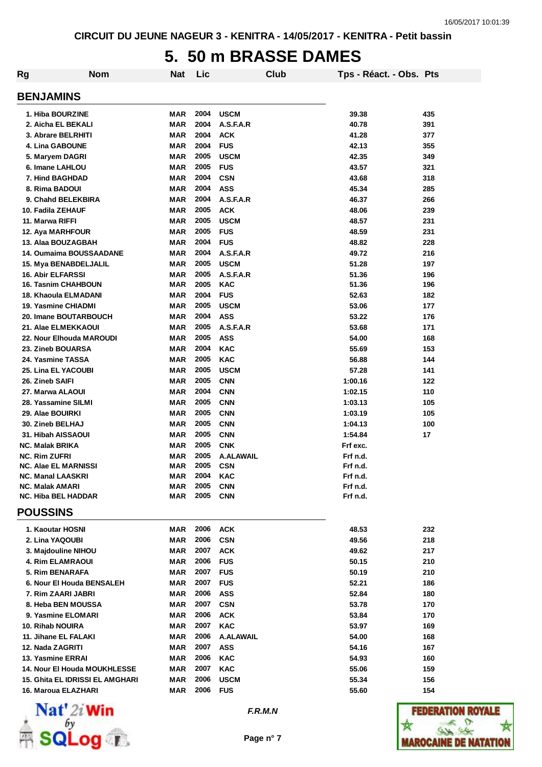CIRCUIT DU JEUNE NAGEUR 3 - KENITRA - 14/05/2017 - KENITRA - Petit bassin

# 5. 50 m BRASSE DAMES

| Rg | Nom | Nat | Lic | Club | Tps - Réact. - Obs. | Pts |
|---|---|---|---|---|---|---|
| **BENJAMINS** | | | | | | |
| 1. | Hiba BOURZINE | MAR | 2004 | USCM | 39.38 | 435 |
| 2. | Aicha EL BEKALI | MAR | 2004 | A.S.F.A.R | 40.78 | 391 |
| 3. | Abrare BELRHITI | MAR | 2004 | ACK | 41.28 | 377 |
| 4. | Lina GABOUNE | MAR | 2004 | FUS | 42.13 | 355 |
| 5. | Maryem DAGRI | MAR | 2005 | USCM | 42.35 | 349 |
| 6. | Imane LAHLOU | MAR | 2005 | FUS | 43.57 | 321 |
| 7. | Hind BAGHDAD | MAR | 2004 | CSN | 43.68 | 318 |
| 8. | Rima BADOUI | MAR | 2004 | ASS | 45.34 | 285 |
| 9. | Chahd BELEKBIRA | MAR | 2004 | A.S.F.A.R | 46.37 | 266 |
| 10. | Fadila ZEHAUF | MAR | 2005 | ACK | 48.06 | 239 |
| 11. | Marwa RIFFI | MAR | 2005 | USCM | 48.57 | 231 |
| 12. | Aya MARHFOUR | MAR | 2005 | FUS | 48.59 | 231 |
| 13. | Alaa BOUZAGBAH | MAR | 2004 | FUS | 48.82 | 228 |
| 14. | Oumaima BOUSSAADANE | MAR | 2004 | A.S.F.A.R | 49.72 | 216 |
| 15. | Mya BENABDELJALIL | MAR | 2005 | USCM | 51.28 | 197 |
| 16. | Abir ELFARSSI | MAR | 2005 | A.S.F.A.R | 51.36 | 196 |
| 16. | Tasnim CHAHBOUN | MAR | 2005 | KAC | 51.36 | 196 |
| 18. | Khaoula ELMADANI | MAR | 2004 | FUS | 52.63 | 182 |
| 19. | Yasmine CHIADMI | MAR | 2005 | USCM | 53.06 | 177 |
| 20. | Imane BOUTARBOUCH | MAR | 2004 | ASS | 53.22 | 176 |
| 21. | Alae ELMEKKAOUI | MAR | 2005 | A.S.F.A.R | 53.68 | 171 |
| 22. | Nour Elhouda MAROUDI | MAR | 2005 | ASS | 54.00 | 168 |
| 23. | Zineb BOUARSA | MAR | 2004 | KAC | 55.69 | 153 |
| 24. | Yasmine TASSA | MAR | 2005 | KAC | 56.88 | 144 |
| 25. | Lina EL YACOUBI | MAR | 2005 | USCM | 57.28 | 141 |
| 26. | Zineb SAIFI | MAR | 2005 | CNN | 1:00.16 | 122 |
| 27. | Marwa ALAOUI | MAR | 2004 | CNN | 1:02.15 | 110 |
| 28. | Yassamine SILMI | MAR | 2005 | CNN | 1:03.13 | 105 |
| 29. | Alae BOUIRKI | MAR | 2005 | CNN | 1:03.19 | 105 |
| 30. | Zineb BELHAJ | MAR | 2005 | CNN | 1:04.13 | 100 |
| 31. | Hibah AISSAOUI | MAR | 2005 | CNN | 1:54.84 | 17 |
| NC. | Malak BRIKA | MAR | 2005 | CNK | Frf exc. | |
| NC. | Rim ZUFRI | MAR | 2005 | A.ALAWAIL | Frf n.d. | |
| NC. | Alae EL MARNISSI | MAR | 2005 | CSN | Frf n.d. | |
| NC. | Manal LAASKRI | MAR | 2004 | KAC | Frf n.d. | |
| NC. | Malak AMARI | MAR | 2005 | CNN | Frf n.d. | |
| NC. | Hiba BEL HADDAR | MAR | 2005 | CNN | Frf n.d. | |
| **POUSSINS** | | | | | | |
| 1. | Kaoutar HOSNI | MAR | 2006 | ACK | 48.53 | 232 |
| 2. | Lina YAQOUBI | MAR | 2006 | CSN | 49.56 | 218 |
| 3. | Majdouline NIHOU | MAR | 2007 | ACK | 49.62 | 217 |
| 4. | Rim ELAMRAOUI | MAR | 2006 | FUS | 50.15 | 210 |
| 5. | Rim BENARAFA | MAR | 2007 | FUS | 50.19 | 210 |
| 6. | Nour El Houda BENSALEH | MAR | 2007 | FUS | 52.21 | 186 |
| 7. | Rim ZAARI JABRI | MAR | 2006 | ASS | 52.84 | 180 |
| 8. | Heba BEN MOUSSA | MAR | 2007 | CSN | 53.78 | 170 |
| 9. | Yasmine ELOMARI | MAR | 2006 | ACK | 53.84 | 170 |
| 10. | Rihab NOUIRA | MAR | 2007 | KAC | 53.97 | 169 |
| 11. | Jihane EL FALAKI | MAR | 2006 | A.ALAWAIL | 54.00 | 168 |
| 12. | Nada ZAGRITI | MAR | 2007 | ASS | 54.16 | 167 |
| 13. | Yasmine ERRAI | MAR | 2006 | KAC | 54.93 | 160 |
| 14. | Nour El Houda MOUKHLESSE | MAR | 2007 | KAC | 55.06 | 159 |
| 15. | Ghita EL IDRISSI EL AMGHARI | MAR | 2006 | USCM | 55.34 | 156 |
| 16. | Maroua ELAZHARI | MAR | 2006 | FUS | 55.60 | 154 |

*F.R.M.N*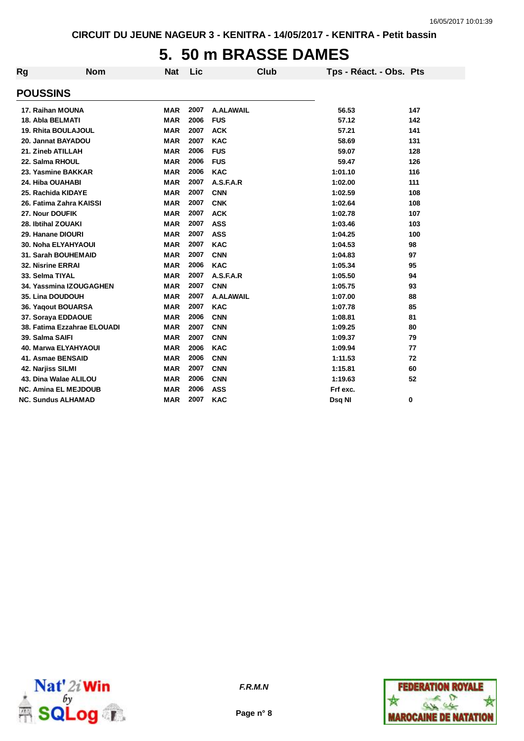CIRCUIT DU JEUNE NAGEUR 3 - KENITRA - 14/05/2017 - KENITRA - Petit bassin

# 5. 50 m BRASSE DAMES

| Rg | Nom | Nat | Lic | Club | Tps - Réact. - Obs. | Pts |
|---|---|---|---|---|---|---|
| **POUSSINS** | | | | | | |
| 17. Raihan MOUNA | | MAR | 2007 | A.ALAWAIL | 56.53 | 147 |
| 18. Abla BELMATI | | MAR | 2006 | FUS | 57.12 | 142 |
| 19. Rhita BOULAJOUL | | MAR | 2007 | ACK | 57.21 | 141 |
| 20. Jannat BAYADOU | | MAR | 2007 | KAC | 58.69 | 131 |
| 21. Zineb ATILLAH | | MAR | 2006 | FUS | 59.07 | 128 |
| 22. Salma RHOUL | | MAR | 2006 | FUS | 59.47 | 126 |
| 23. Yasmine BAKKAR | | MAR | 2006 | KAC | 1:01.10 | 116 |
| 24. Hiba OUAHABI | | MAR | 2007 | A.S.F.A.R | 1:02.00 | 111 |
| 25. Rachida KIDAYE | | MAR | 2007 | CNN | 1:02.59 | 108 |
| 26. Fatima Zahra KAISSI | | MAR | 2007 | CNK | 1:02.64 | 108 |
| 27. Nour DOUFIK | | MAR | 2007 | ACK | 1:02.78 | 107 |
| 28. Ibtihal ZOUAKI | | MAR | 2007 | ASS | 1:03.46 | 103 |
| 29. Hanane DIOURI | | MAR | 2007 | ASS | 1:04.25 | 100 |
| 30. Noha ELYAHYAOUI | | MAR | 2007 | KAC | 1:04.53 | 98 |
| 31. Sarah BOUHEMAID | | MAR | 2007 | CNN | 1:04.83 | 97 |
| 32. Nisrine ERRAI | | MAR | 2006 | KAC | 1:05.34 | 95 |
| 33. Selma TIYAL | | MAR | 2007 | A.S.F.A.R | 1:05.50 | 94 |
| 34. Yassmina IZOUGAGHEN | | MAR | 2007 | CNN | 1:05.75 | 93 |
| 35. Lina DOUDOUH | | MAR | 2007 | A.ALAWAIL | 1:07.00 | 88 |
| 36. Yaqout BOUARSA | | MAR | 2007 | KAC | 1:07.78 | 85 |
| 37. Soraya EDDAOUE | | MAR | 2006 | CNN | 1:08.81 | 81 |
| 38. Fatima Ezzahrae ELOUADI | | MAR | 2007 | CNN | 1:09.25 | 80 |
| 39. Salma SAIFI | | MAR | 2007 | CNN | 1:09.37 | 79 |
| 40. Marwa ELYAHYAOUI | | MAR | 2006 | KAC | 1:09.94 | 77 |
| 41. Asmae BENSAID | | MAR | 2006 | CNN | 1:11.53 | 72 |
| 42. Narjiss SILMI | | MAR | 2007 | CNN | 1:15.81 | 60 |
| 43. Dina Walae ALILOU | | MAR | 2006 | CNN | 1:19.63 | 52 |
| NC. Amina EL MEJDOUB | | MAR | 2006 | ASS | Frf exc. | |
| NC. Sundus ALHAMAD | | MAR | 2007 | KAC | Dsq NI | 0 |

F.R.M.N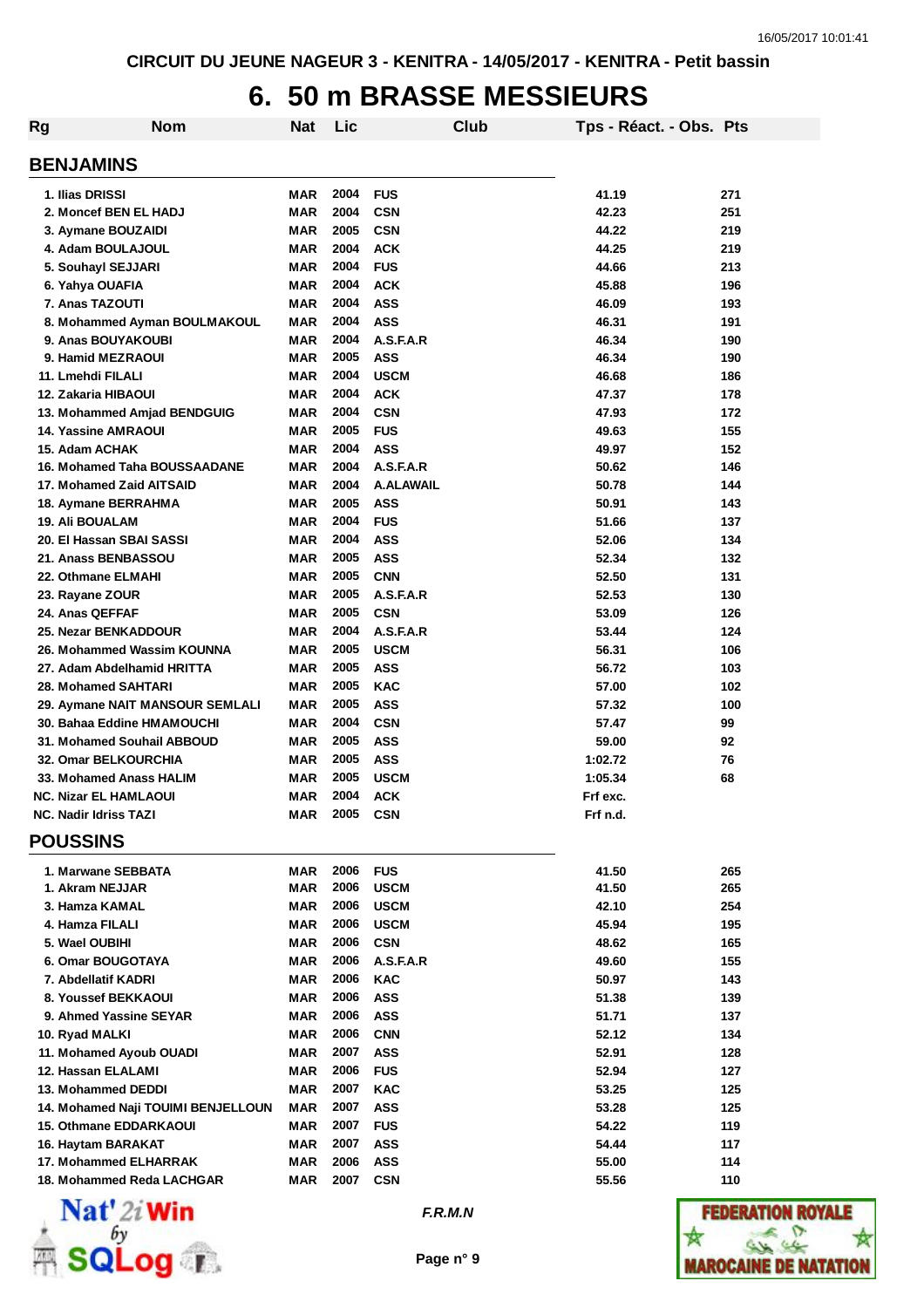CIRCUIT DU JEUNE NAGEUR 3 - KENITRA - 14/05/2017 - KENITRA - Petit bassin

# 6. 50 m BRASSE MESSIEURS

| Rg | Nom | Nat | Lic | Club | Tps - Réact. - Obs. | Pts |
|---|---|---|---|---|---|---|
| **BENJAMINS** | | | | | | |
| 1. | Ilias DRISSI | MAR | 2004 | FUS | 41.19 | 271 |
| 2. | Moncef BEN EL HADJ | MAR | 2004 | CSN | 42.23 | 251 |
| 3. | Aymane BOUZAIDI | MAR | 2005 | CSN | 44.22 | 219 |
| 4. | Adam BOULAJOUL | MAR | 2004 | ACK | 44.25 | 219 |
| 5. | Souhayl SEJJARI | MAR | 2004 | FUS | 44.66 | 213 |
| 6. | Yahya OUAFIA | MAR | 2004 | ACK | 45.88 | 196 |
| 7. | Anas TAZOUTI | MAR | 2004 | ASS | 46.09 | 193 |
| 8. | Mohammed Ayman BOULMAKOUL | MAR | 2004 | ASS | 46.31 | 191 |
| 9. | Anas BOUYAKOUBI | MAR | 2004 | A.S.F.A.R | 46.34 | 190 |
| 9. | Hamid MEZRAOUI | MAR | 2005 | ASS | 46.34 | 190 |
| 11. | Lmehdi FILALI | MAR | 2004 | USCM | 46.68 | 186 |
| 12. | Zakaria HIBAOUI | MAR | 2004 | ACK | 47.37 | 178 |
| 13. | Mohammed Amjad BENDGUIG | MAR | 2004 | CSN | 47.93 | 172 |
| 14. | Yassine AMRAOUI | MAR | 2005 | FUS | 49.63 | 155 |
| 15. | Adam ACHAK | MAR | 2004 | ASS | 49.97 | 152 |
| 16. | Mohamed Taha BOUSSAADANE | MAR | 2004 | A.S.F.A.R | 50.62 | 146 |
| 17. | Mohamed Zaid AITSAID | MAR | 2004 | A.ALAWAIL | 50.78 | 144 |
| 18. | Aymane BERRAHMA | MAR | 2005 | ASS | 50.91 | 143 |
| 19. | Ali BOUALAM | MAR | 2004 | FUS | 51.66 | 137 |
| 20. | El Hassan SBAI SASSI | MAR | 2004 | ASS | 52.06 | 134 |
| 21. | Anass BENBASSOU | MAR | 2005 | ASS | 52.34 | 132 |
| 22. | Othmane ELMAHI | MAR | 2005 | CNN | 52.50 | 131 |
| 23. | Rayane ZOUR | MAR | 2005 | A.S.F.A.R | 52.53 | 130 |
| 24. | Anas QEFFAF | MAR | 2005 | CSN | 53.09 | 126 |
| 25. | Nezar BENKADDOUR | MAR | 2004 | A.S.F.A.R | 53.44 | 124 |
| 26. | Mohammed Wassim KOUNNA | MAR | 2005 | USCM | 56.31 | 106 |
| 27. | Adam Abdelhamid HRITTA | MAR | 2005 | ASS | 56.72 | 103 |
| 28. | Mohamed SAHTARI | MAR | 2005 | KAC | 57.00 | 102 |
| 29. | Aymane NAIT MANSOUR SEMLALI | MAR | 2005 | ASS | 57.32 | 100 |
| 30. | Bahaa Eddine HMAMOUCHI | MAR | 2004 | CSN | 57.47 | 99 |
| 31. | Mohamed Souhail ABBOUD | MAR | 2005 | ASS | 59.00 | 92 |
| 32. | Omar BELKOURCHIA | MAR | 2005 | ASS | 1:02.72 | 76 |
| 33. | Mohamed Anass HALIM | MAR | 2005 | USCM | 1:05.34 | 68 |
| NC. | Nizar EL HAMLAOUI | MAR | 2004 | ACK | Frf exc. | |
| NC. | Nadir Idriss TAZI | MAR | 2005 | CSN | Frf n.d. | |
| **POUSSINS** | | | | | | |
| 1. | Marwane SEBBATA | MAR | 2006 | FUS | 41.50 | 265 |
| 1. | Akram NEJJAR | MAR | 2006 | USCM | 41.50 | 265 |
| 3. | Hamza KAMAL | MAR | 2006 | USCM | 42.10 | 254 |
| 4. | Hamza FILALI | MAR | 2006 | USCM | 45.94 | 195 |
| 5. | Wael OUBIHI | MAR | 2006 | CSN | 48.62 | 165 |
| 6. | Omar BOUGOTAYA | MAR | 2006 | A.S.F.A.R | 49.60 | 155 |
| 7. | Abdellatif KADRI | MAR | 2006 | KAC | 50.97 | 143 |
| 8. | Youssef BEKKAOUI | MAR | 2006 | ASS | 51.38 | 139 |
| 9. | Ahmed Yassine SEYAR | MAR | 2006 | ASS | 51.71 | 137 |
| 10. | Ryad MALKI | MAR | 2006 | CNN | 52.12 | 134 |
| 11. | Mohamed Ayoub OUADI | MAR | 2007 | ASS | 52.91 | 128 |
| 12. | Hassan ELALAMI | MAR | 2006 | FUS | 52.94 | 127 |
| 13. | Mohammed DEDDI | MAR | 2007 | KAC | 53.25 | 125 |
| 14. | Mohamed Naji TOUIMI BENJELLOUN | MAR | 2007 | ASS | 53.28 | 125 |
| 15. | Othmane EDDARKAOUI | MAR | 2007 | FUS | 54.22 | 119 |
| 16. | Haytam BARAKAT | MAR | 2007 | ASS | 54.44 | 117 |
| 17. | Mohammed ELHARRAK | MAR | 2006 | ASS | 55.00 | 114 |
| 18. | Mohammed Reda LACHGAR | MAR | 2007 | CSN | 55.56 | 110 |

*F.R.M.N*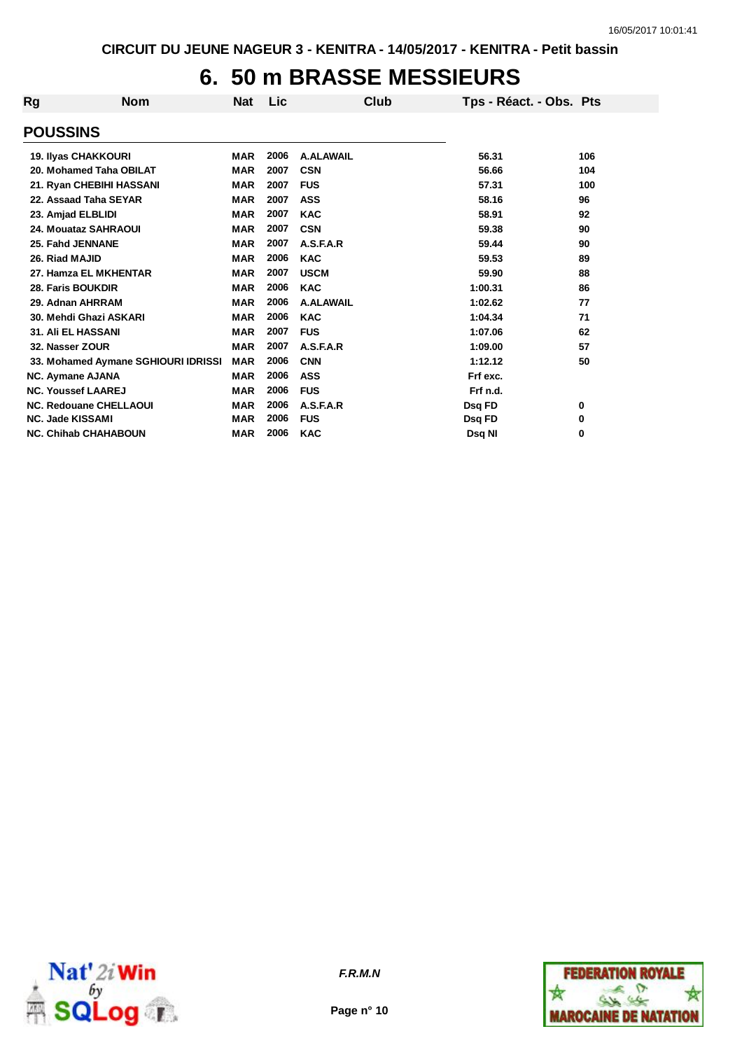CIRCUIT DU JEUNE NAGEUR 3 - KENITRA - 14/05/2017 - KENITRA - Petit bassin

# 6. 50 m BRASSE MESSIEURS

| Rg | Nom | Nat | Lic | Club | Tps - Réact. - Obs. | Pts |
|---|---|---|---|---|---|---|
| **POUSSINS** | | | | | | |
| 19. | Ilyas CHAKKOURI | MAR | 2006 | A.ALAWAIL | 56.31 | 106 |
| 20. | Mohamed Taha OBILAT | MAR | 2007 | CSN | 56.66 | 104 |
| 21. | Ryan CHEBIHI HASSANI | MAR | 2007 | FUS | 57.31 | 100 |
| 22. | Assaad Taha SEYAR | MAR | 2007 | ASS | 58.16 | 96 |
| 23. | Amjad ELBLIDI | MAR | 2007 | KAC | 58.91 | 92 |
| 24. | Mouataz SAHRAOUI | MAR | 2007 | CSN | 59.38 | 90 |
| 25. | Fahd JENNANE | MAR | 2007 | A.S.F.A.R | 59.44 | 90 |
| 26. | Riad MAJID | MAR | 2006 | KAC | 59.53 | 89 |
| 27. | Hamza EL MKHENTAR | MAR | 2007 | USCM | 59.90 | 88 |
| 28. | Faris BOUKDIR | MAR | 2006 | KAC | 1:00.31 | 86 |
| 29. | Adnan AHRRAM | MAR | 2006 | A.ALAWAIL | 1:02.62 | 77 |
| 30. | Mehdi Ghazi ASKARI | MAR | 2006 | KAC | 1:04.34 | 71 |
| 31. | Ali EL HASSANI | MAR | 2007 | FUS | 1:07.06 | 62 |
| 32. | Nasser ZOUR | MAR | 2007 | A.S.F.A.R | 1:09.00 | 57 |
| 33. | Mohamed Aymane SGHIOURI IDRISSI | MAR | 2006 | CNN | 1:12.12 | 50 |
| NC. | Aymane AJANA | MAR | 2006 | ASS | Frf exc. | |
| NC. | Youssef LAAREJ | MAR | 2006 | FUS | Frf n.d. | |
| NC. | Redouane CHELLAOUI | MAR | 2006 | A.S.F.A.R | Dsq FD | 0 |
| NC. | Jade KISSAMI | MAR | 2006 | FUS | Dsq FD | 0 |
| NC. | Chihab CHAHABOUN | MAR | 2006 | KAC | Dsq NI | 0 |

*F.R.M.N*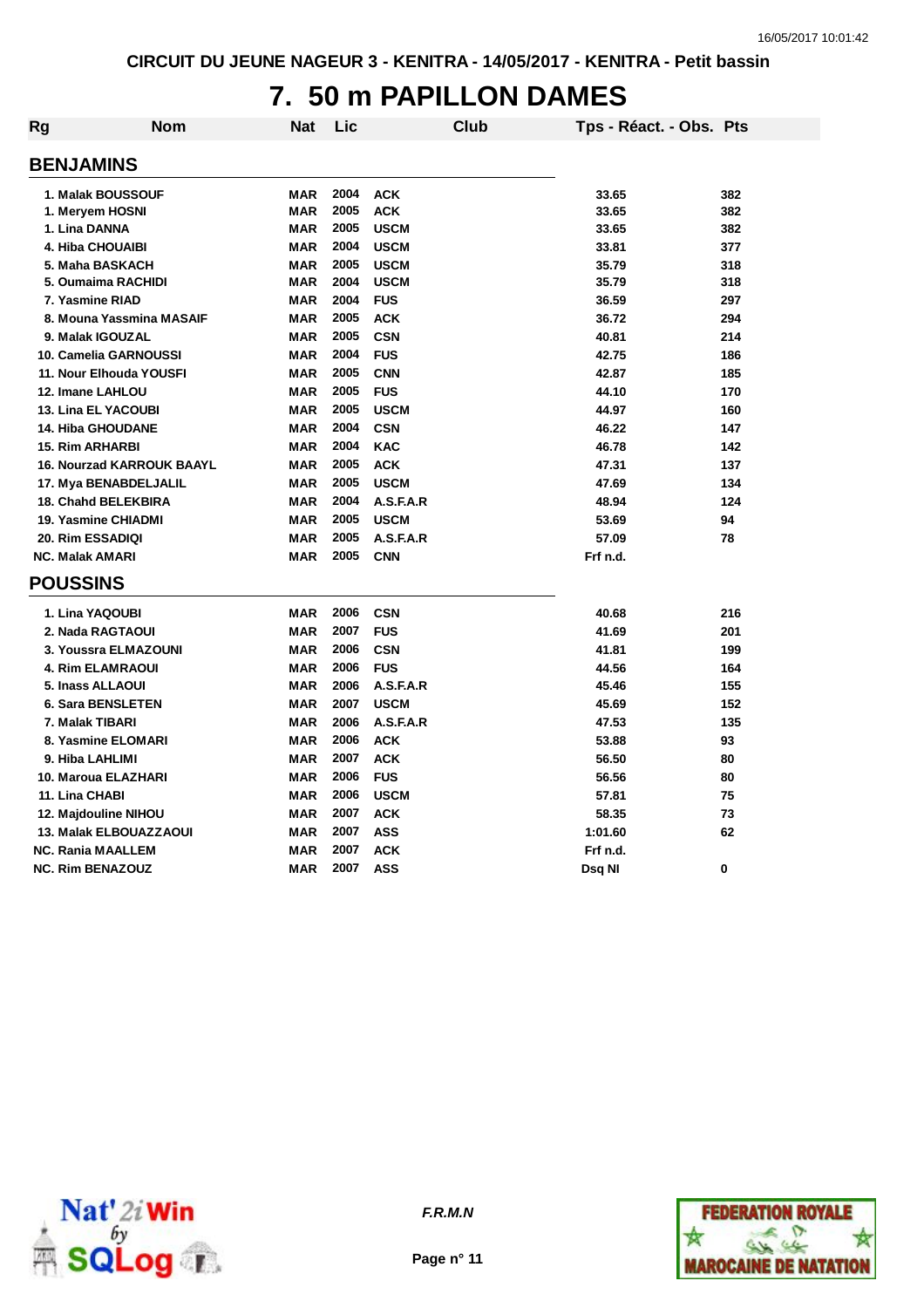CIRCUIT DU JEUNE NAGEUR 3 - KENITRA - 14/05/2017 - KENITRA - Petit bassin

# 7. 50 m PAPILLON DAMES

| Rg | Nom | Nat | Lic | Club | Tps - Réact. - Obs. | Pts |
|---|---|---|---|---|---|---|
| **BENJAMINS** | | | | | | |
| 1. | Malak BOUSSOUF | MAR | 2004 | ACK | 33.65 | 382 |
| 1. | Meryem HOSNI | MAR | 2005 | ACK | 33.65 | 382 |
| 1. | Lina DANNA | MAR | 2005 | USCM | 33.65 | 382 |
| 4. | Hiba CHOUAIBI | MAR | 2004 | USCM | 33.81 | 377 |
| 5. | Maha BASKACH | MAR | 2005 | USCM | 35.79 | 318 |
| 5. | Oumaima RACHIDI | MAR | 2004 | USCM | 35.79 | 318 |
| 7. | Yasmine RIAD | MAR | 2004 | FUS | 36.59 | 297 |
| 8. | Mouna Yassmina MASAIF | MAR | 2005 | ACK | 36.72 | 294 |
| 9. | Malak IGOUZAL | MAR | 2005 | CSN | 40.81 | 214 |
| 10. | Camelia GARNOUSSI | MAR | 2004 | FUS | 42.75 | 186 |
| 11. | Nour Elhouda YOUSFI | MAR | 2005 | CNN | 42.87 | 185 |
| 12. | Imane LAHLOU | MAR | 2005 | FUS | 44.10 | 170 |
| 13. | Lina EL YACOUBI | MAR | 2005 | USCM | 44.97 | 160 |
| 14. | Hiba GHOUDANE | MAR | 2004 | CSN | 46.22 | 147 |
| 15. | Rim ARHARBI | MAR | 2004 | KAC | 46.78 | 142 |
| 16. | Nourzad KARROUK BAAYL | MAR | 2005 | ACK | 47.31 | 137 |
| 17. | Mya BENABDELJALIL | MAR | 2005 | USCM | 47.69 | 134 |
| 18. | Chahd BELEKBIRA | MAR | 2004 | A.S.F.A.R | 48.94 | 124 |
| 19. | Yasmine CHIADMI | MAR | 2005 | USCM | 53.69 | 94 |
| 20. | Rim ESSADIQI | MAR | 2005 | A.S.F.A.R | 57.09 | 78 |
| NC. | Malak AMARI | MAR | 2005 | CNN | Frf n.d. | |
| **POUSSINS** | | | | | | |
| 1. | Lina YAQOUBI | MAR | 2006 | CSN | 40.68 | 216 |
| 2. | Nada RAGTAOUI | MAR | 2007 | FUS | 41.69 | 201 |
| 3. | Youssra ELMAZOUNI | MAR | 2006 | CSN | 41.81 | 199 |
| 4. | Rim ELAMRAOUI | MAR | 2006 | FUS | 44.56 | 164 |
| 5. | Inass ALLAOUI | MAR | 2006 | A.S.F.A.R | 45.46 | 155 |
| 6. | Sara BENSLETEN | MAR | 2007 | USCM | 45.69 | 152 |
| 7. | Malak TIBARI | MAR | 2006 | A.S.F.A.R | 47.53 | 135 |
| 8. | Yasmine ELOMARI | MAR | 2006 | ACK | 53.88 | 93 |
| 9. | Hiba LAHLIMI | MAR | 2007 | ACK | 56.50 | 80 |
| 10. | Maroua ELAZHARI | MAR | 2006 | FUS | 56.56 | 80 |
| 11. | Lina CHABI | MAR | 2006 | USCM | 57.81 | 75 |
| 12. | Majdouline NIHOU | MAR | 2007 | ACK | 58.35 | 73 |
| 13. | Malak ELBOUAZZAOUI | MAR | 2007 | ASS | 1:01.60 | 62 |
| NC. | Rania MAALLEM | MAR | 2007 | ACK | Frf n.d. | |
| NC. | Rim BENAZOUZ | MAR | 2007 | ASS | Dsq NI | 0 |

*F.R.M.N*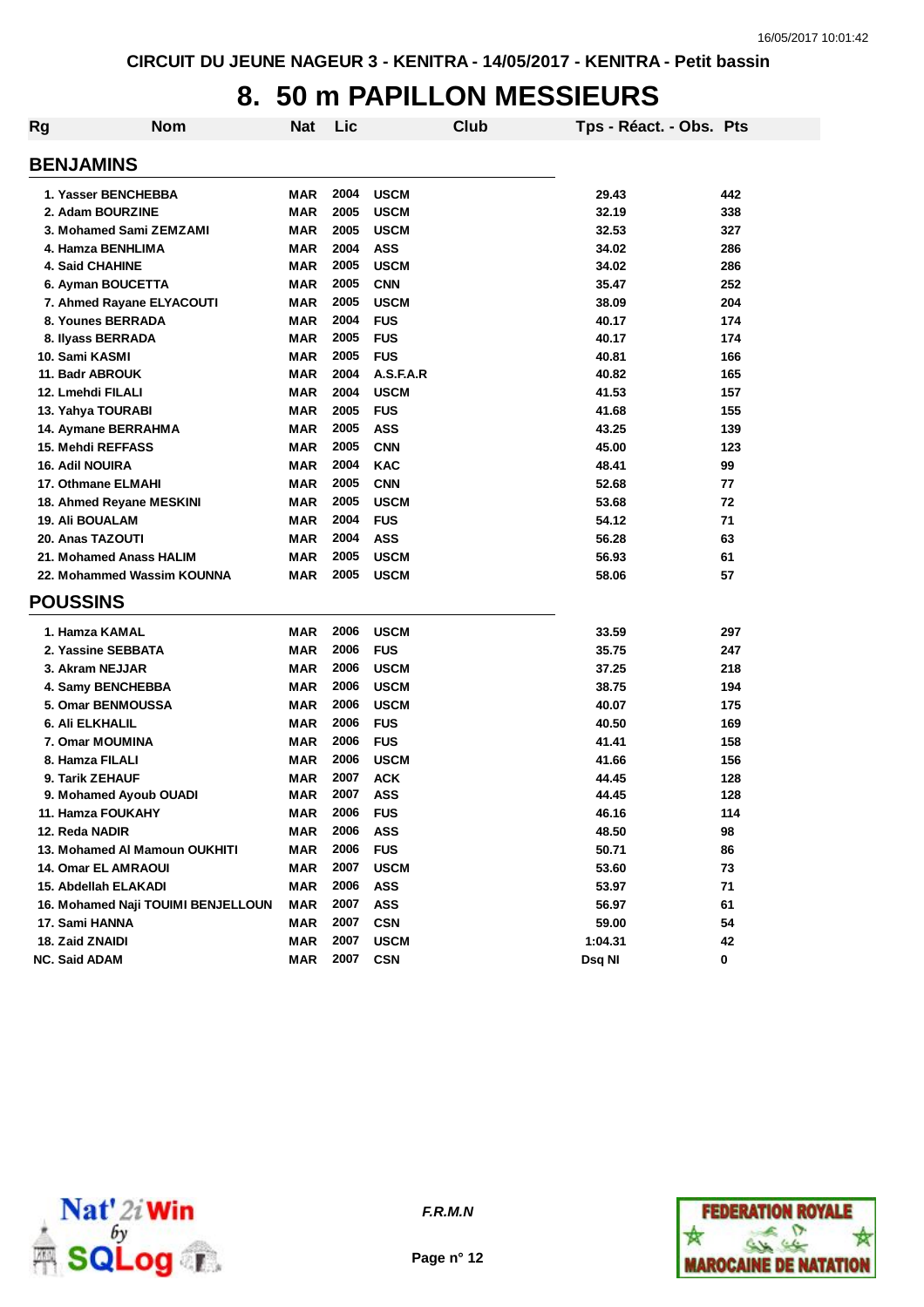CIRCUIT DU JEUNE NAGEUR 3 - KENITRA - 14/05/2017 - KENITRA - Petit bassin

# 8. 50 m PAPILLON MESSIEURS

| Rg | Nom | Nat | Lic | Club | Tps - Réact. - Obs. | Pts |
|---|---|---|---|---|---|---|
| **BENJAMINS** | | | | | | |
| 1. | Yasser BENCHEBBA | MAR | 2004 | USCM | 29.43 | 442 |
| 2. | Adam BOURZINE | MAR | 2005 | USCM | 32.19 | 338 |
| 3. | Mohamed Sami ZEMZAMI | MAR | 2005 | USCM | 32.53 | 327 |
| 4. | Hamza BENHLIMA | MAR | 2004 | ASS | 34.02 | 286 |
| 4. | Said CHAHINE | MAR | 2005 | USCM | 34.02 | 286 |
| 6. | Ayman BOUCETTA | MAR | 2005 | CNN | 35.47 | 252 |
| 7. | Ahmed Rayane ELYACOUTI | MAR | 2005 | USCM | 38.09 | 204 |
| 8. | Younes BERRADA | MAR | 2004 | FUS | 40.17 | 174 |
| 8. | Ilyass BERRADA | MAR | 2005 | FUS | 40.17 | 174 |
| 10. | Sami KASMI | MAR | 2005 | FUS | 40.81 | 166 |
| 11. | Badr ABROUK | MAR | 2004 | A.S.F.A.R | 40.82 | 165 |
| 12. | Lmehdi FILALI | MAR | 2004 | USCM | 41.53 | 157 |
| 13. | Yahya TOURABI | MAR | 2005 | FUS | 41.68 | 155 |
| 14. | Aymane BERRAHMA | MAR | 2005 | ASS | 43.25 | 139 |
| 15. | Mehdi REFFASS | MAR | 2005 | CNN | 45.00 | 123 |
| 16. | Adil NOUIRA | MAR | 2004 | KAC | 48.41 | 99 |
| 17. | Othmane ELMAHI | MAR | 2005 | CNN | 52.68 | 77 |
| 18. | Ahmed Reyane MESKINI | MAR | 2005 | USCM | 53.68 | 72 |
| 19. | Ali BOUALAM | MAR | 2004 | FUS | 54.12 | 71 |
| 20. | Anas TAZOUTI | MAR | 2004 | ASS | 56.28 | 63 |
| 21. | Mohamed Anass HALIM | MAR | 2005 | USCM | 56.93 | 61 |
| 22. | Mohammed Wassim KOUNNA | MAR | 2005 | USCM | 58.06 | 57 |
| **POUSSINS** | | | | | | |
| 1. | Hamza KAMAL | MAR | 2006 | USCM | 33.59 | 297 |
| 2. | Yassine SEBBATA | MAR | 2006 | FUS | 35.75 | 247 |
| 3. | Akram NEJJAR | MAR | 2006 | USCM | 37.25 | 218 |
| 4. | Samy BENCHEBBA | MAR | 2006 | USCM | 38.75 | 194 |
| 5. | Omar BENMOUSSA | MAR | 2006 | USCM | 40.07 | 175 |
| 6. | Ali ELKHALIL | MAR | 2006 | FUS | 40.50 | 169 |
| 7. | Omar MOUMINA | MAR | 2006 | FUS | 41.41 | 158 |
| 8. | Hamza FILALI | MAR | 2006 | USCM | 41.66 | 156 |
| 9. | Tarik ZEHAUF | MAR | 2007 | ACK | 44.45 | 128 |
| 9. | Mohamed Ayoub OUADI | MAR | 2007 | ASS | 44.45 | 128 |
| 11. | Hamza FOUKAHY | MAR | 2006 | FUS | 46.16 | 114 |
| 12. | Reda NADIR | MAR | 2006 | ASS | 48.50 | 98 |
| 13. | Mohamed Al Mamoun OUKHITI | MAR | 2006 | FUS | 50.71 | 86 |
| 14. | Omar EL AMRAOUI | MAR | 2007 | USCM | 53.60 | 73 |
| 15. | Abdellah ELAKADI | MAR | 2006 | ASS | 53.97 | 71 |
| 16. | Mohamed Naji TOUIMI BENJELLOUN | MAR | 2007 | ASS | 56.97 | 61 |
| 17. | Sami HANNA | MAR | 2007 | CSN | 59.00 | 54 |
| 18. | Zaid ZNAIDI | MAR | 2007 | USCM | 1:04.31 | 42 |
| NC. | Said ADAM | MAR | 2007 | CSN | Dsq NI | 0 |

F.R.M.N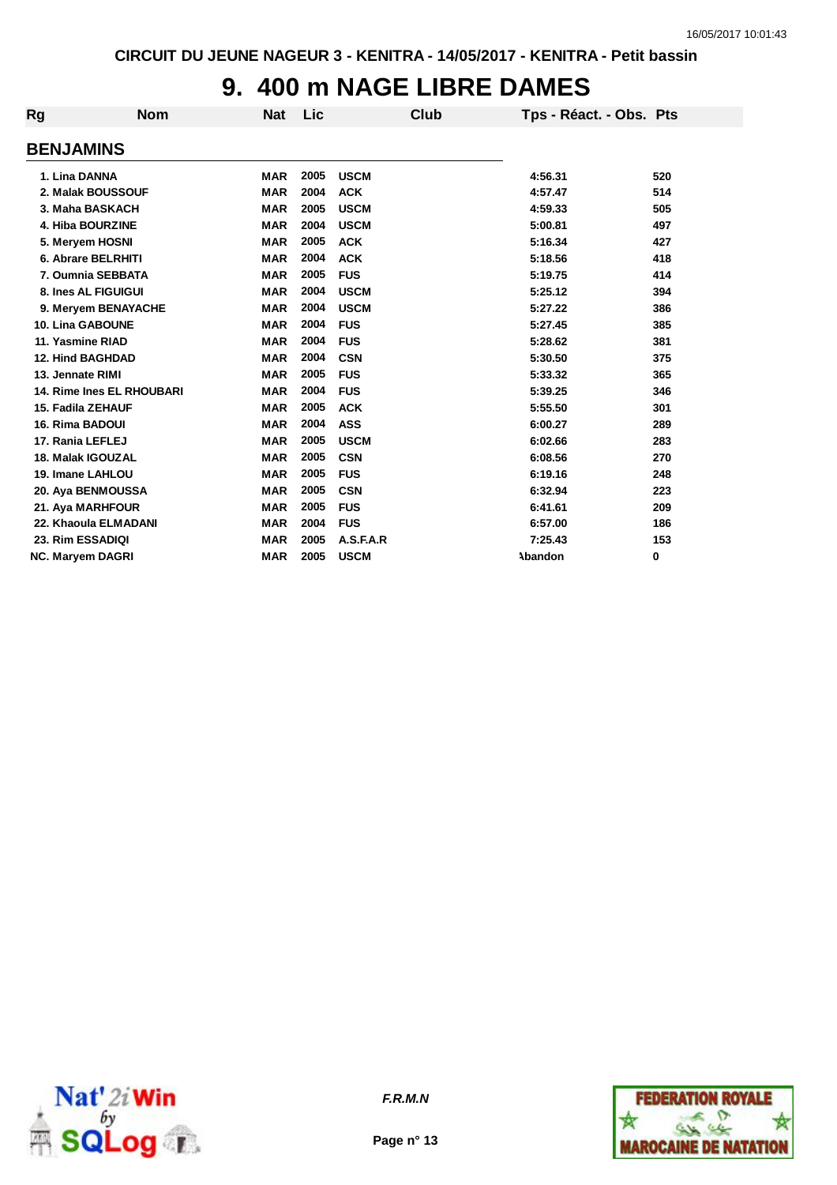CIRCUIT DU JEUNE NAGEUR 3 - KENITRA - 14/05/2017 - KENITRA - Petit bassin

# 9. 400 m NAGE LIBRE DAMES

| Rg | Nom | Nat | Lic | Club | Tps - Réact. - Obs. | Pts |
|---|---|---|---|---|---|---|
| **BENJAMINS** | | | | | | |
| 1. | Lina DANNA | MAR | 2005 | USCM | 4:56.31 | 520 |
| 2. | Malak BOUSSOUF | MAR | 2004 | ACK | 4:57.47 | 514 |
| 3. | Maha BASKACH | MAR | 2005 | USCM | 4:59.33 | 505 |
| 4. | Hiba BOURZINE | MAR | 2004 | USCM | 5:00.81 | 497 |
| 5. | Meryem HOSNI | MAR | 2005 | ACK | 5:16.34 | 427 |
| 6. | Abrare BELRHITI | MAR | 2004 | ACK | 5:18.56 | 418 |
| 7. | Oumnia SEBBATA | MAR | 2005 | FUS | 5:19.75 | 414 |
| 8. | Ines AL FIGUIGUI | MAR | 2004 | USCM | 5:25.12 | 394 |
| 9. | Meryem BENAYACHE | MAR | 2004 | USCM | 5:27.22 | 386 |
| 10. | Lina GABOUNE | MAR | 2004 | FUS | 5:27.45 | 385 |
| 11. | Yasmine RIAD | MAR | 2004 | FUS | 5:28.62 | 381 |
| 12. | Hind BAGHDAD | MAR | 2004 | CSN | 5:30.50 | 375 |
| 13. | Jennate RIMI | MAR | 2005 | FUS | 5:33.32 | 365 |
| 14. | Rime Ines EL RHOUBARI | MAR | 2004 | FUS | 5:39.25 | 346 |
| 15. | Fadila ZEHAUF | MAR | 2005 | ACK | 5:55.50 | 301 |
| 16. | Rima BADOUI | MAR | 2004 | ASS | 6:00.27 | 289 |
| 17. | Rania LEFLEJ | MAR | 2005 | USCM | 6:02.66 | 283 |
| 18. | Malak IGOUZAL | MAR | 2005 | CSN | 6:08.56 | 270 |
| 19. | Imane LAHLOU | MAR | 2005 | FUS | 6:19.16 | 248 |
| 20. | Aya BENMOUSSA | MAR | 2005 | CSN | 6:32.94 | 223 |
| 21. | Aya MARHFOUR | MAR | 2005 | FUS | 6:41.61 | 209 |
| 22. | Khaoula ELMADANI | MAR | 2004 | FUS | 6:57.00 | 186 |
| 23. | Rim ESSADIQI | MAR | 2005 | A.S.F.A.R | 7:25.43 | 153 |
| NC. | Maryem DAGRI | MAR | 2005 | USCM | Abandon | 0 |

F.R.M.N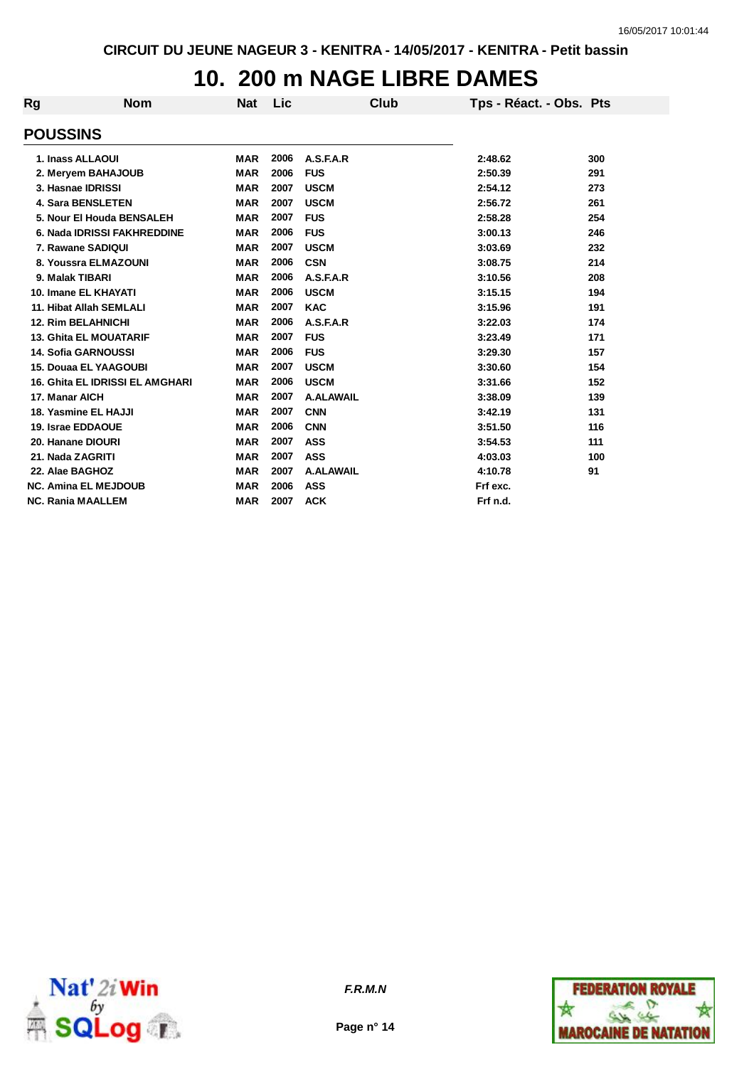# 10. 200 m NAGE LIBRE DAMES

| Rg | Nom | Nat | Lic | Club | Tps - Réact. - Obs. | Pts |
|---|---|---|---|---|---|---|
| **POUSSINS** | | | | | | |
| 1. | Inass ALLAOUI | MAR | 2006 | A.S.F.A.R | 2:48.62 | 300 |
| 2. | Meryem BAHAJOUB | MAR | 2006 | FUS | 2:50.39 | 291 |
| 3. | Hasnae IDRISSI | MAR | 2007 | USCM | 2:54.12 | 273 |
| 4. | Sara BENSLETEN | MAR | 2007 | USCM | 2:56.72 | 261 |
| 5. | Nour El Houda BENSALEH | MAR | 2007 | FUS | 2:58.28 | 254 |
| 6. | Nada IDRISSI FAKHREDDINE | MAR | 2006 | FUS | 3:00.13 | 246 |
| 7. | Rawane SADIQUI | MAR | 2007 | USCM | 3:03.69 | 232 |
| 8. | Youssra ELMAZOUNI | MAR | 2006 | CSN | 3:08.75 | 214 |
| 9. | Malak TIBARI | MAR | 2006 | A.S.F.A.R | 3:10.56 | 208 |
| 10. | Imane EL KHAYATI | MAR | 2006 | USCM | 3:15.15 | 194 |
| 11. | Hibat Allah SEMLALI | MAR | 2007 | KAC | 3:15.96 | 191 |
| 12. | Rim BELAHNICHI | MAR | 2006 | A.S.F.A.R | 3:22.03 | 174 |
| 13. | Ghita EL MOUATARIF | MAR | 2007 | FUS | 3:23.49 | 171 |
| 14. | Sofia GARNOUSSI | MAR | 2006 | FUS | 3:29.30 | 157 |
| 15. | Douaa EL YAAGOUBI | MAR | 2007 | USCM | 3:30.60 | 154 |
| 16. | Ghita EL IDRISSI EL AMGHARI | MAR | 2006 | USCM | 3:31.66 | 152 |
| 17. | Manar AICH | MAR | 2007 | A.ALAWAIL | 3:38.09 | 139 |
| 18. | Yasmine EL HAJJI | MAR | 2007 | CNN | 3:42.19 | 131 |
| 19. | Israe EDDAOUE | MAR | 2006 | CNN | 3:51.50 | 116 |
| 20. | Hanane DIOURI | MAR | 2007 | ASS | 3:54.53 | 111 |
| 21. | Nada ZAGRITI | MAR | 2007 | ASS | 4:03.03 | 100 |
| 22. | Alae BAGHOZ | MAR | 2007 | A.ALAWAIL | 4:10.78 | 91 |
| NC. | Amina EL MEJDOUB | MAR | 2006 | ASS | Frf exc. | |
| NC. | Rania MAALLEM | MAR | 2007 | ACK | Frf n.d. | |

*F.R.M.N*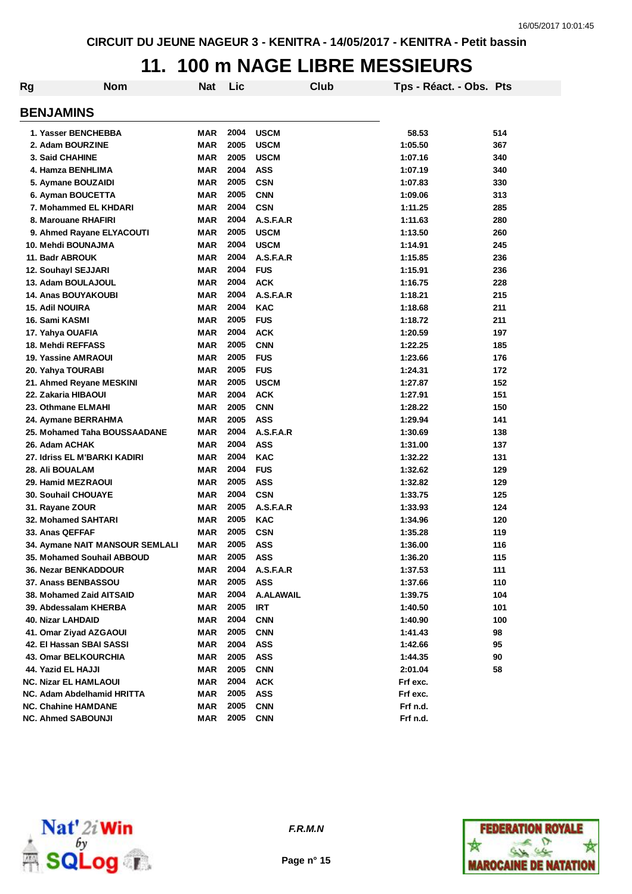CIRCUIT DU JEUNE NAGEUR 3 - KENITRA - 14/05/2017 - KENITRA - Petit bassin

# 11. 100 m NAGE LIBRE MESSIEURS

## BENJAMINS

| Rg | Nom | Nat | Lic | Club | Tps - Réact. - Obs. | Pts |
|---|---|---|---|---|---|---|
| 1. | Yasser BENCHEBBA | MAR | 2004 | USCM | 58.53 | 514 |
| 2. | Adam BOURZINE | MAR | 2005 | USCM | 1:05.50 | 367 |
| 3. | Said CHAHINE | MAR | 2005 | USCM | 1:07.16 | 340 |
| 4. | Hamza BENHLIMA | MAR | 2004 | ASS | 1:07.19 | 340 |
| 5. | Aymane BOUZAIDI | MAR | 2005 | CSN | 1:07.83 | 330 |
| 6. | Ayman BOUCETTA | MAR | 2005 | CNN | 1:09.06 | 313 |
| 7. | Mohammed EL KHDARI | MAR | 2004 | CSN | 1:11.25 | 285 |
| 8. | Marouane RHAFIRI | MAR | 2004 | A.S.F.A.R | 1:11.63 | 280 |
| 9. | Ahmed Rayane ELYACOUTI | MAR | 2005 | USCM | 1:13.50 | 260 |
| 10. | Mehdi BOUNAJMA | MAR | 2004 | USCM | 1:14.91 | 245 |
| 11. | Badr ABROUK | MAR | 2004 | A.S.F.A.R | 1:15.85 | 236 |
| 12. | Souhayl SEJJARI | MAR | 2004 | FUS | 1:15.91 | 236 |
| 13. | Adam BOULAJOUL | MAR | 2004 | ACK | 1:16.75 | 228 |
| 14. | Anas BOUYAKOUBI | MAR | 2004 | A.S.F.A.R | 1:18.21 | 215 |
| 15. | Adil NOUIRA | MAR | 2004 | KAC | 1:18.68 | 211 |
| 16. | Sami KASMI | MAR | 2005 | FUS | 1:18.72 | 211 |
| 17. | Yahya OUAFIA | MAR | 2004 | ACK | 1:20.59 | 197 |
| 18. | Mehdi REFFASS | MAR | 2005 | CNN | 1:22.25 | 185 |
| 19. | Yassine AMRAOUI | MAR | 2005 | FUS | 1:23.66 | 176 |
| 20. | Yahya TOURABI | MAR | 2005 | FUS | 1:24.31 | 172 |
| 21. | Ahmed Reyane MESKINI | MAR | 2005 | USCM | 1:27.87 | 152 |
| 22. | Zakaria HIBAOUI | MAR | 2004 | ACK | 1:27.91 | 151 |
| 23. | Othmane ELMAHI | MAR | 2005 | CNN | 1:28.22 | 150 |
| 24. | Aymane BERRAHMA | MAR | 2005 | ASS | 1:29.94 | 141 |
| 25. | Mohamed Taha BOUSSAADANE | MAR | 2004 | A.S.F.A.R | 1:30.69 | 138 |
| 26. | Adam ACHAK | MAR | 2004 | ASS | 1:31.00 | 137 |
| 27. | Idriss EL M'BARKI KADIRI | MAR | 2004 | KAC | 1:32.22 | 131 |
| 28. | Ali BOUALAM | MAR | 2004 | FUS | 1:32.62 | 129 |
| 29. | Hamid MEZRAOUI | MAR | 2005 | ASS | 1:32.82 | 129 |
| 30. | Souhail CHOUAYE | MAR | 2004 | CSN | 1:33.75 | 125 |
| 31. | Rayane ZOUR | MAR | 2005 | A.S.F.A.R | 1:33.93 | 124 |
| 32. | Mohamed SAHTARI | MAR | 2005 | KAC | 1:34.96 | 120 |
| 33. | Anas QEFFAF | MAR | 2005 | CSN | 1:35.28 | 119 |
| 34. | Aymane NAIT MANSOUR SEMLALI | MAR | 2005 | ASS | 1:36.00 | 116 |
| 35. | Mohamed Souhail ABBOUD | MAR | 2005 | ASS | 1:36.20 | 115 |
| 36. | Nezar BENKADDOUR | MAR | 2004 | A.S.F.A.R | 1:37.53 | 111 |
| 37. | Anass BENBASSOU | MAR | 2005 | ASS | 1:37.66 | 110 |
| 38. | Mohamed Zaid AITSAID | MAR | 2004 | A.ALAWAIL | 1:39.75 | 104 |
| 39. | Abdessalam KHERBA | MAR | 2005 | IRT | 1:40.50 | 101 |
| 40. | Nizar LAHDAID | MAR | 2004 | CNN | 1:40.90 | 100 |
| 41. | Omar Ziyad AZGAOUI | MAR | 2005 | CNN | 1:41.43 | 98 |
| 42. | El Hassan SBAI SASSI | MAR | 2004 | ASS | 1:42.66 | 95 |
| 43. | Omar BELKOURCHIA | MAR | 2005 | ASS | 1:44.35 | 90 |
| 44. | Yazid EL HAJJI | MAR | 2005 | CNN | 2:01.04 | 58 |
| NC. | Nizar EL HAMLAOUI | MAR | 2004 | ACK | Frf exc. | |
| NC. | Adam Abdelhamid HRITTA | MAR | 2005 | ASS | Frf exc. | |
| NC. | Chahine HAMDANE | MAR | 2005 | CNN | Frf n.d. | |
| NC. | Ahmed SABOUNJI | MAR | 2005 | CNN | Frf n.d. | |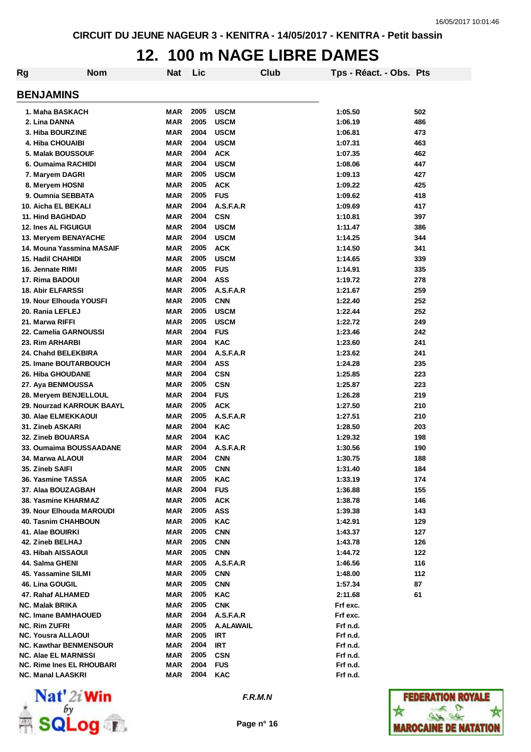CIRCUIT DU JEUNE NAGEUR 3 - KENITRA - 14/05/2017 - KENITRA - Petit bassin

# 12. 100 m NAGE LIBRE DAMES

| Rg | Nom | Nat | Lic | Club | Tps - Réact. - Obs. | Pts |
|---|---|---|---|---|---|---|

## BENJAMINS

| Rg | Nom | Nat | Lic | Club | Tps - Réact. - Obs. | Pts |
|---|---|---|---|---|---|---|
| 1. | Maha BASKACH | MAR | 2005 | USCM | 1:05.50 | 502 |
| 2. | Lina DANNA | MAR | 2005 | USCM | 1:06.19 | 486 |
| 3. | Hiba BOURZINE | MAR | 2004 | USCM | 1:06.81 | 473 |
| 4. | Hiba CHOUAIBI | MAR | 2004 | USCM | 1:07.31 | 463 |
| 5. | Malak BOUSSOUF | MAR | 2004 | ACK | 1:07.35 | 462 |
| 6. | Oumaima RACHIDI | MAR | 2004 | USCM | 1:08.06 | 447 |
| 7. | Maryem DAGRI | MAR | 2005 | USCM | 1:09.13 | 427 |
| 8. | Meryem HOSNI | MAR | 2005 | ACK | 1:09.22 | 425 |
| 9. | Oumnia SEBBATA | MAR | 2005 | FUS | 1:09.62 | 418 |
| 10. | Aicha EL BEKALI | MAR | 2004 | A.S.F.A.R | 1:09.69 | 417 |
| 11. | Hind BAGHDAD | MAR | 2004 | CSN | 1:10.81 | 397 |
| 12. | Ines AL FIGUIGUI | MAR | 2004 | USCM | 1:11.47 | 386 |
| 13. | Meryem BENAYACHE | MAR | 2004 | USCM | 1:14.25 | 344 |
| 14. | Mouna Yassmina MASAIF | MAR | 2005 | ACK | 1:14.50 | 341 |
| 15. | Hadil CHAHIDI | MAR | 2005 | USCM | 1:14.65 | 339 |
| 16. | Jennate RIMI | MAR | 2005 | FUS | 1:14.91 | 335 |
| 17. | Rima BADOUI | MAR | 2004 | ASS | 1:19.72 | 278 |
| 18. | Abir ELFARSSI | MAR | 2005 | A.S.F.A.R | 1:21.67 | 259 |
| 19. | Nour Elhouda YOUSFI | MAR | 2005 | CNN | 1:22.40 | 252 |
| 20. | Rania LEFLEJ | MAR | 2005 | USCM | 1:22.44 | 252 |
| 21. | Marwa RIFFI | MAR | 2005 | USCM | 1:22.72 | 249 |
| 22. | Camelia GARNOUSSI | MAR | 2004 | FUS | 1:23.46 | 242 |
| 23. | Rim ARHARBI | MAR | 2004 | KAC | 1:23.60 | 241 |
| 24. | Chahd BELEKBIRA | MAR | 2004 | A.S.F.A.R | 1:23.62 | 241 |
| 25. | Imane BOUTARBOUCH | MAR | 2004 | ASS | 1:24.28 | 235 |
| 26. | Hiba GHOUDANE | MAR | 2004 | CSN | 1:25.85 | 223 |
| 27. | Aya BENMOUSSA | MAR | 2005 | CSN | 1:25.87 | 223 |
| 28. | Meryem BENJELLOUL | MAR | 2004 | FUS | 1:26.28 | 219 |
| 29. | Nourzad KARROUK BAAYL | MAR | 2005 | ACK | 1:27.50 | 210 |
| 30. | Alae ELMEKKAOUI | MAR | 2005 | A.S.F.A.R | 1:27.51 | 210 |
| 31. | Zineb ASKARI | MAR | 2004 | KAC | 1:28.50 | 203 |
| 32. | Zineb BOUARSA | MAR | 2004 | KAC | 1:29.32 | 198 |
| 33. | Oumaima BOUSSAADANE | MAR | 2004 | A.S.F.A.R | 1:30.56 | 190 |
| 34. | Marwa ALAOUI | MAR | 2004 | CNN | 1:30.75 | 188 |
| 35. | Zineb SAIFI | MAR | 2005 | CNN | 1:31.40 | 184 |
| 36. | Yasmine TASSA | MAR | 2005 | KAC | 1:33.19 | 174 |
| 37. | Alaa BOUZAGBAH | MAR | 2004 | FUS | 1:36.88 | 155 |
| 38. | Yasmine KHARMAZ | MAR | 2005 | ACK | 1:38.78 | 146 |
| 39. | Nour Elhouda MAROUDI | MAR | 2005 | ASS | 1:39.38 | 143 |
| 40. | Tasnim CHAHBOUN | MAR | 2005 | KAC | 1:42.91 | 129 |
| 41. | Alae BOUIRKI | MAR | 2005 | CNN | 1:43.37 | 127 |
| 42. | Zineb BELHAJ | MAR | 2005 | CNN | 1:43.78 | 126 |
| 43. | Hibah AISSAOUI | MAR | 2005 | CNN | 1:44.72 | 122 |
| 44. | Salma GHENI | MAR | 2005 | A.S.F.A.R | 1:46.56 | 116 |
| 45. | Yassamine SILMI | MAR | 2005 | CNN | 1:48.00 | 112 |
| 46. | Lina GOUGIL | MAR | 2005 | CNN | 1:57.34 | 87 |
| 47. | Rahaf ALHAMED | MAR | 2005 | KAC | 2:11.68 | 61 |
| NC. | Malak BRIKA | MAR | 2005 | CNK | Frf exc. | |
| NC. | Imane BAMHAOUED | MAR | 2004 | A.S.F.A.R | Frf exc. | |
| NC. | Rim ZUFRI | MAR | 2005 | A.ALAWAIL | Frf n.d. | |
| NC. | Yousra ALLAOUI | MAR | 2005 | IRT | Frf n.d. | |
| NC. | Kawthar BENMENSOUR | MAR | 2004 | IRT | Frf n.d. | |
| NC. | Alae EL MARNISSI | MAR | 2005 | CSN | Frf n.d. | |
| NC. | Rime Ines EL RHOUBARI | MAR | 2004 | FUS | Frf n.d. | |
| NC. | Manal LAASKRI | MAR | 2004 | KAC | Frf n.d. | |

F.R.M.N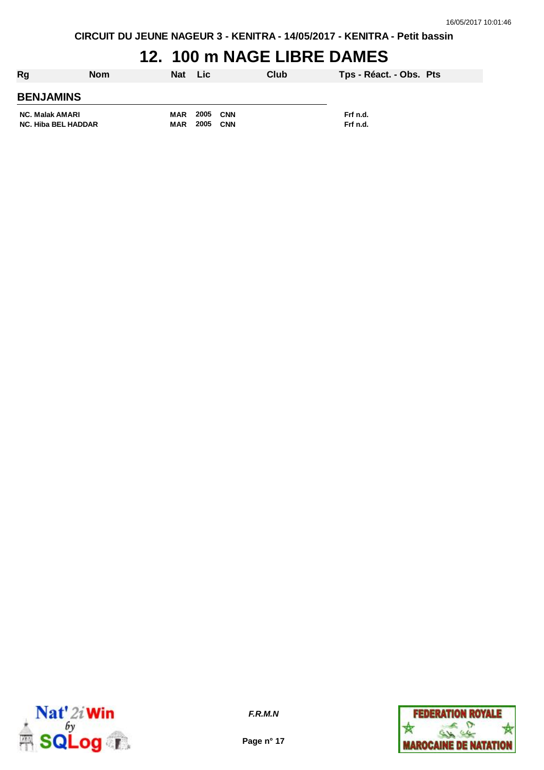CIRCUIT DU JEUNE NAGEUR 3 - KENITRA - 14/05/2017 - KENITRA - Petit bassin

# 12. 100 m NAGE LIBRE DAMES

| Rg | Nom | Nat | Lic | Club | Tps - Réact. - Obs. | Pts |
|---|---|---|---|---|---|---|
| **BENJAMINS** | | | | | | |
| NC. | Malak AMARI | MAR | 2005 | CNN | Frf n.d. | |
| NC. | Hiba BEL HADDAR | MAR | 2005 | CNN | Frf n.d. | |

F.R.M.N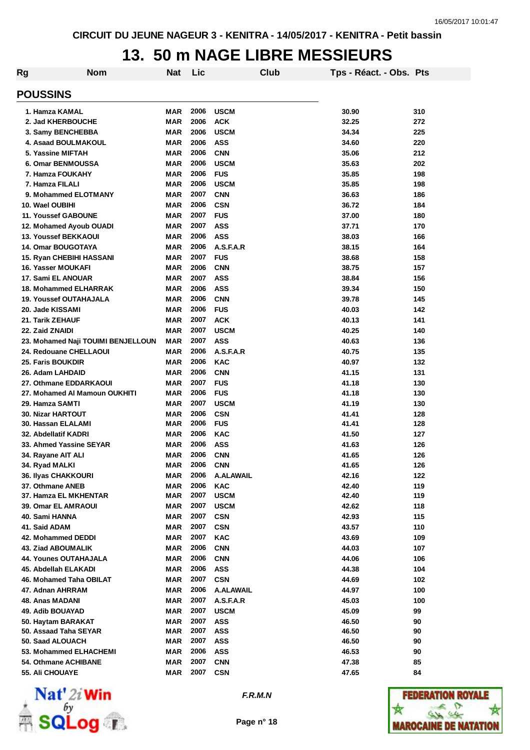CIRCUIT DU JEUNE NAGEUR 3 - KENITRA - 14/05/2017 - KENITRA - Petit bassin

# 13. 50 m NAGE LIBRE MESSIEURS

## POUSSINS

| Rg | Nom | Nat | Lic | Club | Tps - Réact. - Obs. | Pts |
|---|---|---|---|---|---|---|
| 1. | Hamza KAMAL | MAR | 2006 | USCM | 30.90 | 310 |
| 2. | Jad KHERBOUCHE | MAR | 2006 | ACK | 32.25 | 272 |
| 3. | Samy BENCHEBBA | MAR | 2006 | USCM | 34.34 | 225 |
| 4. | Asaad BOULMAKOUL | MAR | 2006 | ASS | 34.60 | 220 |
| 5. | Yassine MIFTAH | MAR | 2006 | CNN | 35.06 | 212 |
| 6. | Omar BENMOUSSA | MAR | 2006 | USCM | 35.63 | 202 |
| 7. | Hamza FOUKAHY | MAR | 2006 | FUS | 35.85 | 198 |
| 7. | Hamza FILALI | MAR | 2006 | USCM | 35.85 | 198 |
| 9. | Mohammed ELOTMANY | MAR | 2007 | CNN | 36.63 | 186 |
| 10. | Wael OUBIHI | MAR | 2006 | CSN | 36.72 | 184 |
| 11. | Youssef GABOUNE | MAR | 2007 | FUS | 37.00 | 180 |
| 12. | Mohamed Ayoub OUADI | MAR | 2007 | ASS | 37.71 | 170 |
| 13. | Youssef BEKKAOUI | MAR | 2006 | ASS | 38.03 | 166 |
| 14. | Omar BOUGOTAYA | MAR | 2006 | A.S.F.A.R | 38.15 | 164 |
| 15. | Ryan CHEBIHI HASSANI | MAR | 2007 | FUS | 38.68 | 158 |
| 16. | Yasser MOUKAFI | MAR | 2006 | CNN | 38.75 | 157 |
| 17. | Sami EL ANOUAR | MAR | 2007 | ASS | 38.84 | 156 |
| 18. | Mohammed ELHARRAK | MAR | 2006 | ASS | 39.34 | 150 |
| 19. | Youssef OUTAHAJALA | MAR | 2006 | CNN | 39.78 | 145 |
| 20. | Jade KISSAMI | MAR | 2006 | FUS | 40.03 | 142 |
| 21. | Tarik ZEHAUF | MAR | 2007 | ACK | 40.13 | 141 |
| 22. | Zaid ZNAIDI | MAR | 2007 | USCM | 40.25 | 140 |
| 23. | Mohamed Naji TOUIMI BENJELLOUN | MAR | 2007 | ASS | 40.63 | 136 |
| 24. | Redouane CHELLAOUI | MAR | 2006 | A.S.F.A.R | 40.75 | 135 |
| 25. | Faris BOUKDIR | MAR | 2006 | KAC | 40.97 | 132 |
| 26. | Adam LAHDAID | MAR | 2006 | CNN | 41.15 | 131 |
| 27. | Othmane EDDARKAOUI | MAR | 2007 | FUS | 41.18 | 130 |
| 27. | Mohamed Al Mamoun OUKHITI | MAR | 2006 | FUS | 41.18 | 130 |
| 29. | Hamza SAMTI | MAR | 2007 | USCM | 41.19 | 130 |
| 30. | Nizar HARTOUT | MAR | 2006 | CSN | 41.41 | 128 |
| 30. | Hassan ELALAMI | MAR | 2006 | FUS | 41.41 | 128 |
| 32. | Abdellatif KADRI | MAR | 2006 | KAC | 41.50 | 127 |
| 33. | Ahmed Yassine SEYAR | MAR | 2006 | ASS | 41.63 | 126 |
| 34. | Rayane AIT ALI | MAR | 2006 | CNN | 41.65 | 126 |
| 34. | Ryad MALKI | MAR | 2006 | CNN | 41.65 | 126 |
| 36. | Ilyas CHAKKOURI | MAR | 2006 | A.ALAWAIL | 42.16 | 122 |
| 37. | Othmane ANEB | MAR | 2006 | KAC | 42.40 | 119 |
| 37. | Hamza EL MKHENTAR | MAR | 2007 | USCM | 42.40 | 119 |
| 39. | Omar EL AMRAOUI | MAR | 2007 | USCM | 42.62 | 118 |
| 40. | Sami HANNA | MAR | 2007 | CSN | 42.93 | 115 |
| 41. | Said ADAM | MAR | 2007 | CSN | 43.57 | 110 |
| 42. | Mohammed DEDDI | MAR | 2007 | KAC | 43.69 | 109 |
| 43. | Ziad ABOUMALIK | MAR | 2006 | CNN | 44.03 | 107 |
| 44. | Younes OUTAHAJALA | MAR | 2006 | CNN | 44.06 | 106 |
| 45. | Abdellah ELAKADI | MAR | 2006 | ASS | 44.38 | 104 |
| 46. | Mohamed Taha OBILAT | MAR | 2007 | CSN | 44.69 | 102 |
| 47. | Adnan AHRRAM | MAR | 2006 | A.ALAWAIL | 44.97 | 100 |
| 48. | Anas MADANI | MAR | 2007 | A.S.F.A.R | 45.03 | 100 |
| 49. | Adib BOUAYAD | MAR | 2007 | USCM | 45.09 | 99 |
| 50. | Haytam BARAKAT | MAR | 2007 | ASS | 46.50 | 90 |
| 50. | Assaad Taha SEYAR | MAR | 2007 | ASS | 46.50 | 90 |
| 50. | Saad ALOUACH | MAR | 2007 | ASS | 46.50 | 90 |
| 53. | Mohammed ELHACHEMI | MAR | 2006 | ASS | 46.53 | 90 |
| 54. | Othmane ACHIBANE | MAR | 2007 | CNN | 47.38 | 85 |
| 55. | Ali CHOUAYE | MAR | 2007 | CSN | 47.65 | 84 |

*F.R.M.N*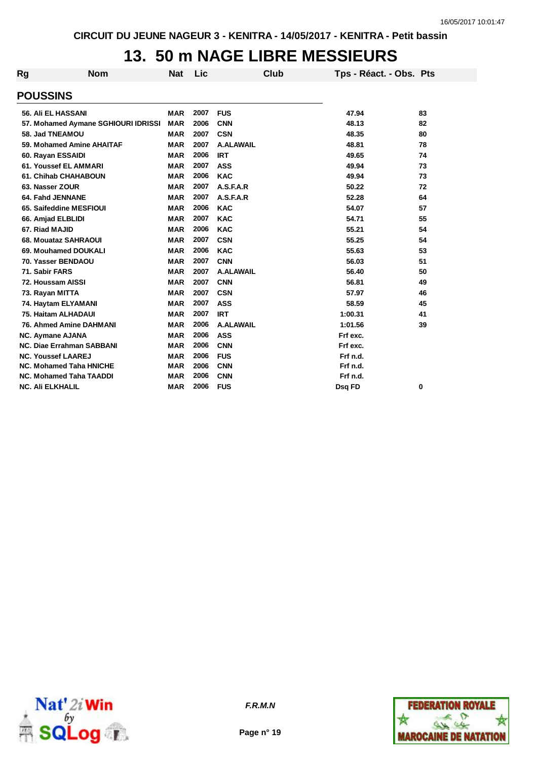# 13. 50 m NAGE LIBRE MESSIEURS

| Rg | Nom | Nat | Lic | Club | Tps - Réact. - Obs. | Pts |
|---|---|---|---|---|---|---|
| **POUSSINS** | | | | | | |
| 56. | Ali EL HASSANI | MAR | 2007 | FUS | 47.94 | 83 |
| 57. | Mohamed Aymane SGHIOURI IDRISSI | MAR | 2006 | CNN | 48.13 | 82 |
| 58. | Jad TNEAMOU | MAR | 2007 | CSN | 48.35 | 80 |
| 59. | Mohamed Amine AHAITAF | MAR | 2007 | A.ALAWAIL | 48.81 | 78 |
| 60. | Rayan ESSAIDI | MAR | 2006 | IRT | 49.65 | 74 |
| 61. | Youssef EL AMMARI | MAR | 2007 | ASS | 49.94 | 73 |
| 61. | Chihab CHAHABOUN | MAR | 2006 | KAC | 49.94 | 73 |
| 63. | Nasser ZOUR | MAR | 2007 | A.S.F.A.R | 50.22 | 72 |
| 64. | Fahd JENNANE | MAR | 2007 | A.S.F.A.R | 52.28 | 64 |
| 65. | Saifeddine MESFIOUI | MAR | 2006 | KAC | 54.07 | 57 |
| 66. | Amjad ELBLIDI | MAR | 2007 | KAC | 54.71 | 55 |
| 67. | Riad MAJID | MAR | 2006 | KAC | 55.21 | 54 |
| 68. | Mouataz SAHRAOUI | MAR | 2007 | CSN | 55.25 | 54 |
| 69. | Mouhamed DOUKALI | MAR | 2006 | KAC | 55.63 | 53 |
| 70. | Yasser BENDAOU | MAR | 2007 | CNN | 56.03 | 51 |
| 71. | Sabir FARS | MAR | 2007 | A.ALAWAIL | 56.40 | 50 |
| 72. | Houssam AISSI | MAR | 2007 | CNN | 56.81 | 49 |
| 73. | Rayan MITTA | MAR | 2007 | CSN | 57.97 | 46 |
| 74. | Haytam ELYAMANI | MAR | 2007 | ASS | 58.59 | 45 |
| 75. | Haitam ALHADAUI | MAR | 2007 | IRT | 1:00.31 | 41 |
| 76. | Ahmed Amine DAHMANI | MAR | 2006 | A.ALAWAIL | 1:01.56 | 39 |
| NC. | Aymane AJANA | MAR | 2006 | ASS | Frf exc. | |
| NC. | Diae Errahman SABBANI | MAR | 2006 | CNN | Frf exc. | |
| NC. | Youssef LAAREJ | MAR | 2006 | FUS | Frf n.d. | |
| NC. | Mohamed Taha HNICHE | MAR | 2006 | CNN | Frf n.d. | |
| NC. | Mohamed Taha TAADDI | MAR | 2006 | CNN | Frf n.d. | |
| NC. | Ali ELKHALIL | MAR | 2006 | FUS | Dsq FD | 0 |

*F.R.M.N*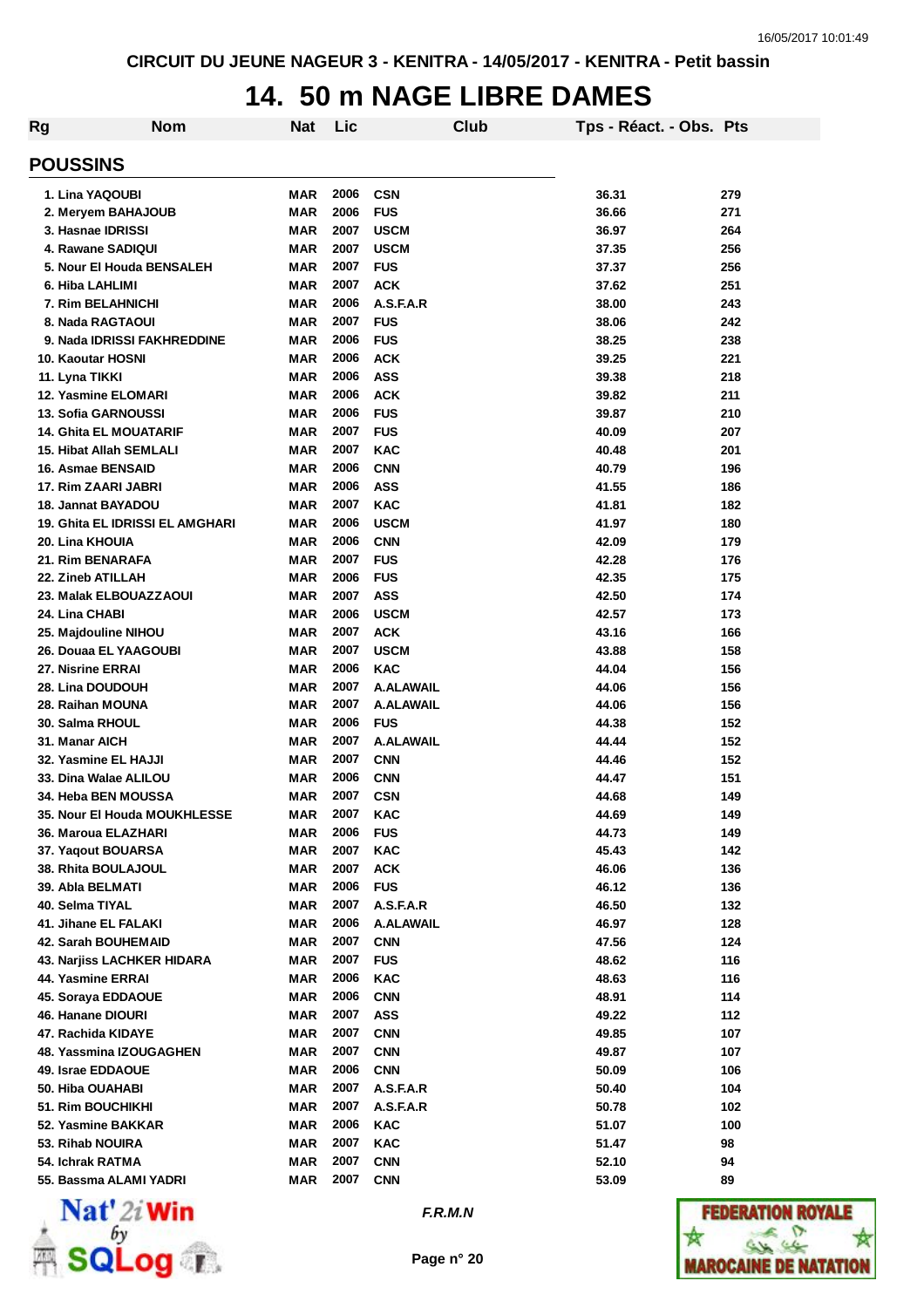# 14. 50 m NAGE LIBRE DAMES

## POUSSINS

| Rg | Nom | Nat | Lic | Club | Tps - Réact. - Obs. | Pts |
|---|---|---|---|---|---|---|
| 1. | Lina YAQOUBI | MAR | 2006 | CSN | 36.31 | 279 |
| 2. | Meryem BAHAJOUB | MAR | 2006 | FUS | 36.66 | 271 |
| 3. | Hasnae IDRISSI | MAR | 2007 | USCM | 36.97 | 264 |
| 4. | Rawane SADIQUI | MAR | 2007 | USCM | 37.35 | 256 |
| 5. | Nour El Houda BENSALEH | MAR | 2007 | FUS | 37.37 | 256 |
| 6. | Hiba LAHLIMI | MAR | 2007 | ACK | 37.62 | 251 |
| 7. | Rim BELAHNICHI | MAR | 2006 | A.S.F.A.R | 38.00 | 243 |
| 8. | Nada RAGTAOUI | MAR | 2007 | FUS | 38.06 | 242 |
| 9. | Nada IDRISSI FAKHREDDINE | MAR | 2006 | FUS | 38.25 | 238 |
| 10. | Kaoutar HOSNI | MAR | 2006 | ACK | 39.25 | 221 |
| 11. | Lyna TIKKI | MAR | 2006 | ASS | 39.38 | 218 |
| 12. | Yasmine ELOMARI | MAR | 2006 | ACK | 39.82 | 211 |
| 13. | Sofia GARNOUSSI | MAR | 2006 | FUS | 39.87 | 210 |
| 14. | Ghita EL MOUATARIF | MAR | 2007 | FUS | 40.09 | 207 |
| 15. | Hibat Allah SEMLALI | MAR | 2007 | KAC | 40.48 | 201 |
| 16. | Asmae BENSAID | MAR | 2006 | CNN | 40.79 | 196 |
| 17. | Rim ZAARI JABRI | MAR | 2006 | ASS | 41.55 | 186 |
| 18. | Jannat BAYADOU | MAR | 2007 | KAC | 41.81 | 182 |
| 19. | Ghita EL IDRISSI EL AMGHARI | MAR | 2006 | USCM | 41.97 | 180 |
| 20. | Lina KHOUIA | MAR | 2006 | CNN | 42.09 | 179 |
| 21. | Rim BENARAFA | MAR | 2007 | FUS | 42.28 | 176 |
| 22. | Zineb ATILLAH | MAR | 2006 | FUS | 42.35 | 175 |
| 23. | Malak ELBOUAZZAOUI | MAR | 2007 | ASS | 42.50 | 174 |
| 24. | Lina CHABI | MAR | 2006 | USCM | 42.57 | 173 |
| 25. | Majdouline NIHOU | MAR | 2007 | ACK | 43.16 | 166 |
| 26. | Douaa EL YAAGOUBI | MAR | 2007 | USCM | 43.88 | 158 |
| 27. | Nisrine ERRAI | MAR | 2006 | KAC | 44.04 | 156 |
| 28. | Lina DOUDOUH | MAR | 2007 | A.ALAWAIL | 44.06 | 156 |
| 28. | Raihan MOUNA | MAR | 2007 | A.ALAWAIL | 44.06 | 156 |
| 30. | Salma RHOUL | MAR | 2006 | FUS | 44.38 | 152 |
| 31. | Manar AICH | MAR | 2007 | A.ALAWAIL | 44.44 | 152 |
| 32. | Yasmine EL HAJJI | MAR | 2007 | CNN | 44.46 | 152 |
| 33. | Dina Walae ALILOU | MAR | 2006 | CNN | 44.47 | 151 |
| 34. | Heba BEN MOUSSA | MAR | 2007 | CSN | 44.68 | 149 |
| 35. | Nour El Houda MOUKHLESSE | MAR | 2007 | KAC | 44.69 | 149 |
| 36. | Maroua ELAZHARI | MAR | 2006 | FUS | 44.73 | 149 |
| 37. | Yaqout BOUARSA | MAR | 2007 | KAC | 45.43 | 142 |
| 38. | Rhita BOULAJOUL | MAR | 2007 | ACK | 46.06 | 136 |
| 39. | Abla BELMATI | MAR | 2006 | FUS | 46.12 | 136 |
| 40. | Selma TIYAL | MAR | 2007 | A.S.F.A.R | 46.50 | 132 |
| 41. | Jihane EL FALAKI | MAR | 2006 | A.ALAWAIL | 46.97 | 128 |
| 42. | Sarah BOUHEMAID | MAR | 2007 | CNN | 47.56 | 124 |
| 43. | Narjiss LACHKER HIDARA | MAR | 2007 | FUS | 48.62 | 116 |
| 44. | Yasmine ERRAI | MAR | 2006 | KAC | 48.63 | 116 |
| 45. | Soraya EDDAOUE | MAR | 2006 | CNN | 48.91 | 114 |
| 46. | Hanane DIOURI | MAR | 2007 | ASS | 49.22 | 112 |
| 47. | Rachida KIDAYE | MAR | 2007 | CNN | 49.85 | 107 |
| 48. | Yassmina IZOUGAGHEN | MAR | 2007 | CNN | 49.87 | 107 |
| 49. | Israe EDDAOUE | MAR | 2006 | CNN | 50.09 | 106 |
| 50. | Hiba OUAHABI | MAR | 2007 | A.S.F.A.R | 50.40 | 104 |
| 51. | Rim BOUCHIKHI | MAR | 2007 | A.S.F.A.R | 50.78 | 102 |
| 52. | Yasmine BAKKAR | MAR | 2006 | KAC | 51.07 | 100 |
| 53. | Rihab NOUIRA | MAR | 2007 | KAC | 51.47 | 98 |
| 54. | Ichrak RATMA | MAR | 2007 | CNN | 52.10 | 94 |
| 55. | Bassma ALAMI YADRI | MAR | 2007 | CNN | 53.09 | 89 |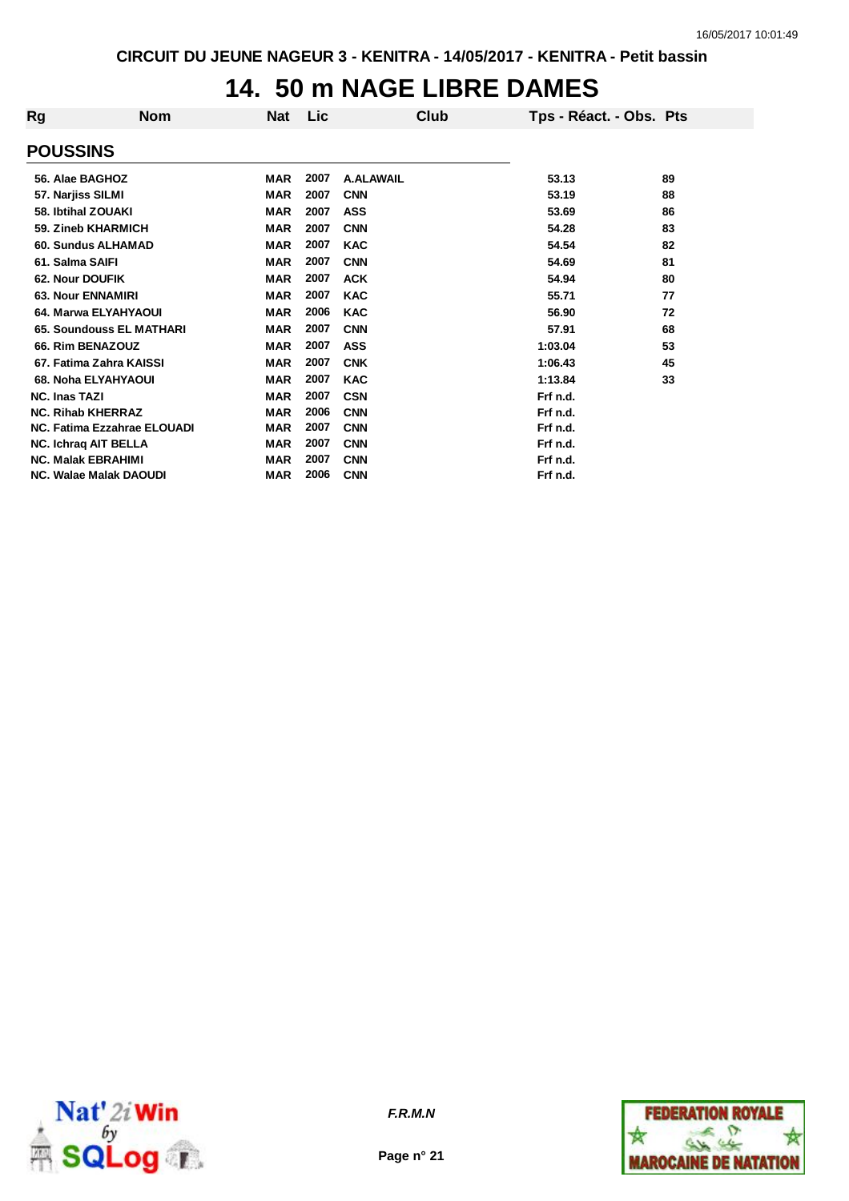# 14. 50 m NAGE LIBRE DAMES

| Rg | Nom | Nat | Lic | Club | Tps - Réact. - Obs. | Pts |
|---|---|---|---|---|---|---|
| **POUSSINS** | | | | | | |
| 56. | Alae BAGHOZ | MAR | 2007 | A.ALAWAIL | 53.13 | 89 |
| 57. | Narjiss SILMI | MAR | 2007 | CNN | 53.19 | 88 |
| 58. | Ibtihal ZOUAKI | MAR | 2007 | ASS | 53.69 | 86 |
| 59. | Zineb KHARMICH | MAR | 2007 | CNN | 54.28 | 83 |
| 60. | Sundus ALHAMAD | MAR | 2007 | KAC | 54.54 | 82 |
| 61. | Salma SAIFI | MAR | 2007 | CNN | 54.69 | 81 |
| 62. | Nour DOUFIK | MAR | 2007 | ACK | 54.94 | 80 |
| 63. | Nour ENNAMIRI | MAR | 2007 | KAC | 55.71 | 77 |
| 64. | Marwa ELYAHYAOUI | MAR | 2006 | KAC | 56.90 | 72 |
| 65. | Soundouss EL MATHARI | MAR | 2007 | CNN | 57.91 | 68 |
| 66. | Rim BENAZOUZ | MAR | 2007 | ASS | 1:03.04 | 53 |
| 67. | Fatima Zahra KAISSI | MAR | 2007 | CNK | 1:06.43 | 45 |
| 68. | Noha ELYAHYAOUI | MAR | 2007 | KAC | 1:13.84 | 33 |
| NC. | Inas TAZI | MAR | 2007 | CSN | Frf n.d. | |
| NC. | Rihab KHERRAZ | MAR | 2006 | CNN | Frf n.d. | |
| NC. | Fatima Ezzahrae ELOUADI | MAR | 2007 | CNN | Frf n.d. | |
| NC. | Ichraq AIT BELLA | MAR | 2007 | CNN | Frf n.d. | |
| NC. | Malak EBRAHIMI | MAR | 2007 | CNN | Frf n.d. | |
| NC. | Walae Malak DAOUDI | MAR | 2006 | CNN | Frf n.d. | |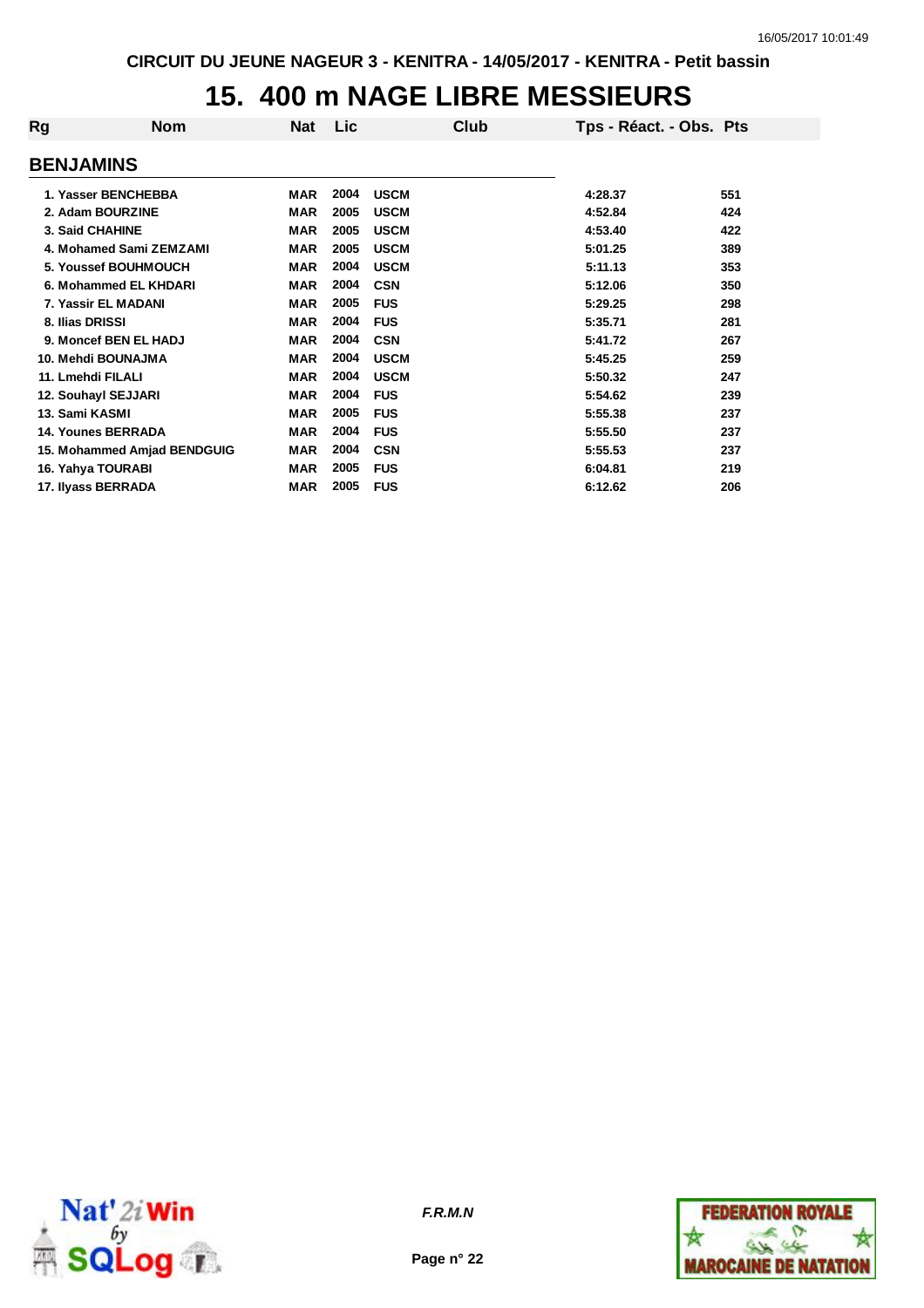CIRCUIT DU JEUNE NAGEUR 3 - KENITRA - 14/05/2017 - KENITRA - Petit bassin

# 15. 400 m NAGE LIBRE MESSIEURS

## BENJAMINS

| Rg | Nom | Nat | Lic | Club | Tps - Réact. - Obs. | Pts |
|---|---|---|---|---|---|---|
| 1. | Yasser BENCHEBBA | MAR | 2004 | USCM | 4:28.37 | 551 |
| 2. | Adam BOURZINE | MAR | 2005 | USCM | 4:52.84 | 424 |
| 3. | Said CHAHINE | MAR | 2005 | USCM | 4:53.40 | 422 |
| 4. | Mohamed Sami ZEMZAMI | MAR | 2005 | USCM | 5:01.25 | 389 |
| 5. | Youssef BOUHMOUCH | MAR | 2004 | USCM | 5:11.13 | 353 |
| 6. | Mohammed EL KHDARI | MAR | 2004 | CSN | 5:12.06 | 350 |
| 7. | Yassir EL MADANI | MAR | 2005 | FUS | 5:29.25 | 298 |
| 8. | Ilias DRISSI | MAR | 2004 | FUS | 5:35.71 | 281 |
| 9. | Moncef BEN EL HADJ | MAR | 2004 | CSN | 5:41.72 | 267 |
| 10. | Mehdi BOUNAJMA | MAR | 2004 | USCM | 5:45.25 | 259 |
| 11. | Lmehdi FILALI | MAR | 2004 | USCM | 5:50.32 | 247 |
| 12. | Souhayl SEJJARI | MAR | 2004 | FUS | 5:54.62 | 239 |
| 13. | Sami KASMI | MAR | 2005 | FUS | 5:55.38 | 237 |
| 14. | Younes BERRADA | MAR | 2004 | FUS | 5:55.50 | 237 |
| 15. | Mohammed Amjad BENDGUIG | MAR | 2004 | CSN | 5:55.53 | 237 |
| 16. | Yahya TOURABI | MAR | 2005 | FUS | 6:04.81 | 219 |
| 17. | Ilyass BERRADA | MAR | 2005 | FUS | 6:12.62 | 206 |

*F.R.M.N*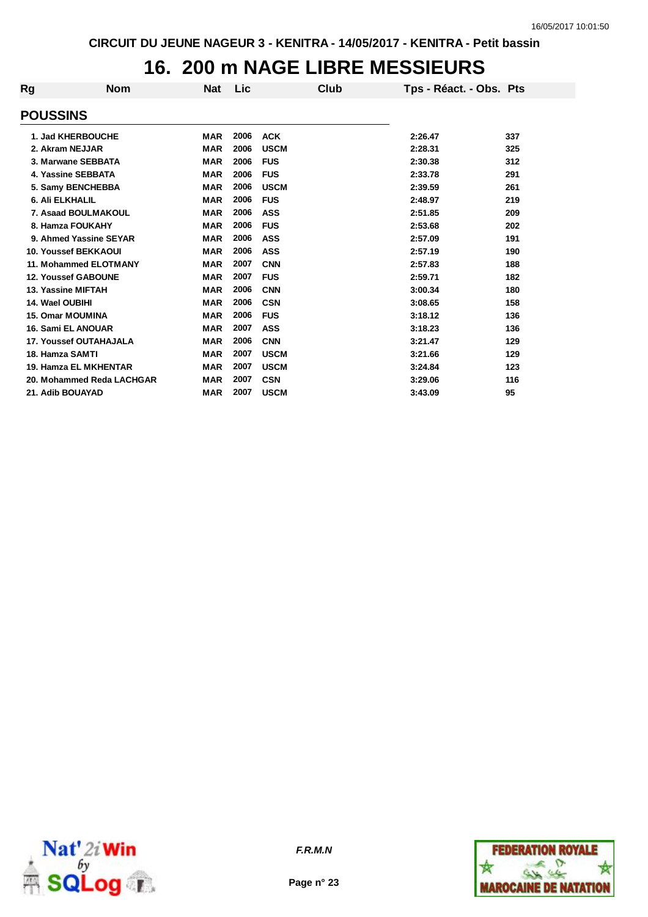# 16. 200 m NAGE LIBRE MESSIEURS

| Rg | Nom | Nat | Lic | Club | Tps - Réact. - Obs. | Pts |
|---|---|---|---|---|---|---|
| **POUSSINS** | | | | | | |
| 1. | Jad KHERBOUCHE | MAR | 2006 | ACK | 2:26.47 | 337 |
| 2. | Akram NEJJAR | MAR | 2006 | USCM | 2:28.31 | 325 |
| 3. | Marwane SEBBATA | MAR | 2006 | FUS | 2:30.38 | 312 |
| 4. | Yassine SEBBATA | MAR | 2006 | FUS | 2:33.78 | 291 |
| 5. | Samy BENCHEBBA | MAR | 2006 | USCM | 2:39.59 | 261 |
| 6. | Ali ELKHALIL | MAR | 2006 | FUS | 2:48.97 | 219 |
| 7. | Asaad BOULMAKOUL | MAR | 2006 | ASS | 2:51.85 | 209 |
| 8. | Hamza FOUKAHY | MAR | 2006 | FUS | 2:53.68 | 202 |
| 9. | Ahmed Yassine SEYAR | MAR | 2006 | ASS | 2:57.09 | 191 |
| 10. | Youssef BEKKAOUI | MAR | 2006 | ASS | 2:57.19 | 190 |
| 11. | Mohammed ELOTMANY | MAR | 2007 | CNN | 2:57.83 | 188 |
| 12. | Youssef GABOUNE | MAR | 2007 | FUS | 2:59.71 | 182 |
| 13. | Yassine MIFTAH | MAR | 2006 | CNN | 3:00.34 | 180 |
| 14. | Wael OUBIHI | MAR | 2006 | CSN | 3:08.65 | 158 |
| 15. | Omar MOUMINA | MAR | 2006 | FUS | 3:18.12 | 136 |
| 16. | Sami EL ANOUAR | MAR | 2007 | ASS | 3:18.23 | 136 |
| 17. | Youssef OUTAHAJALA | MAR | 2006 | CNN | 3:21.47 | 129 |
| 18. | Hamza SAMTI | MAR | 2007 | USCM | 3:21.66 | 129 |
| 19. | Hamza EL MKHENTAR | MAR | 2007 | USCM | 3:24.84 | 123 |
| 20. | Mohammed Reda LACHGAR | MAR | 2007 | CSN | 3:29.06 | 116 |
| 21. | Adib BOUAYAD | MAR | 2007 | USCM | 3:43.09 | 95 |

*F.R.M.N*